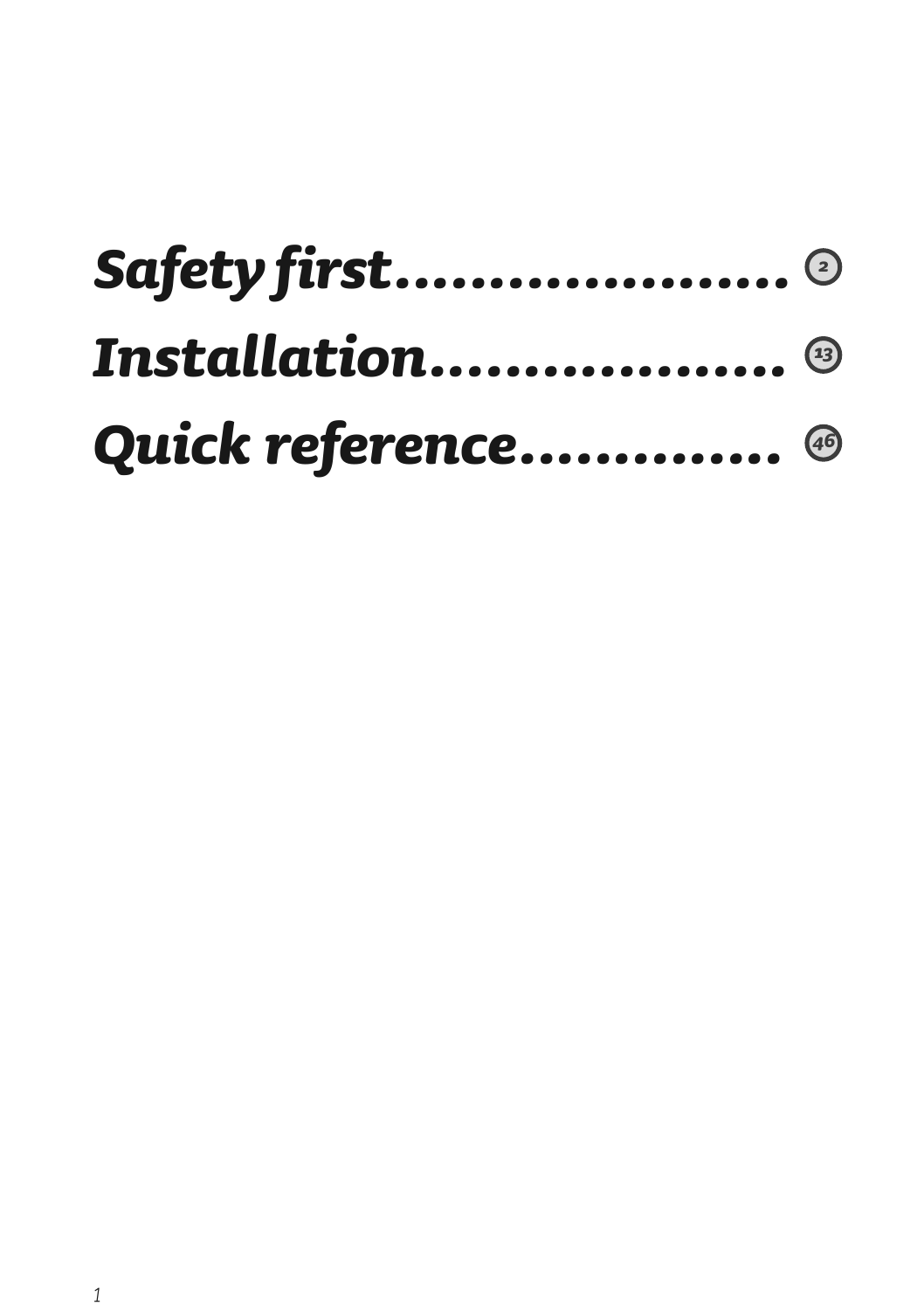***Safety first.................... 2***

***Installation.................. 13***

***Quick reference............. 46***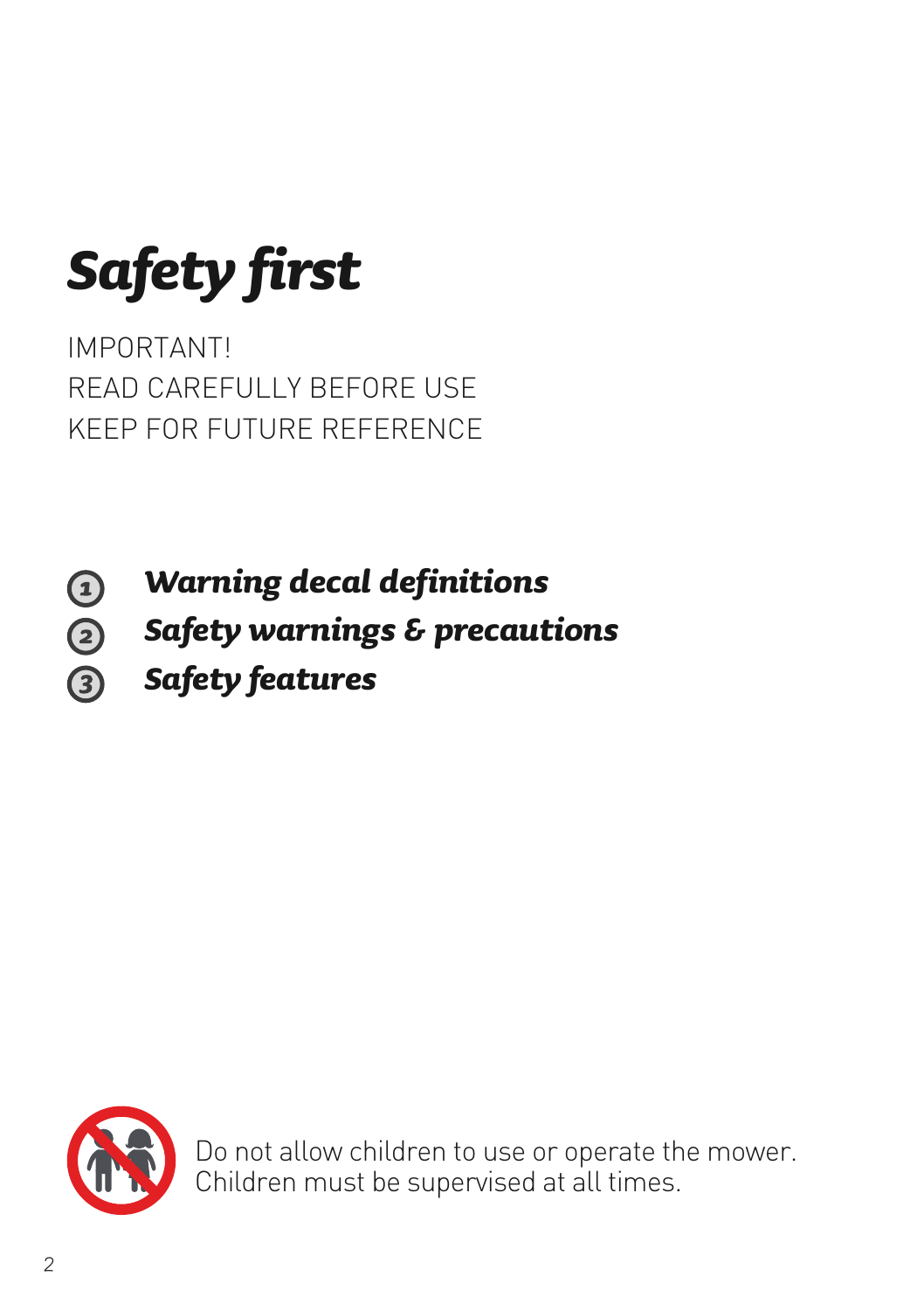# *Safety first*

IMPORTANT!
READ CAREFULLY BEFORE USE
KEEP FOR FUTURE REFERENCE

1. ***Warning decal definitions***
2. ***Safety warnings & precautions***
3. ***Safety features***

Do not allow children to use or operate the mower.
Children must be supervised at all times.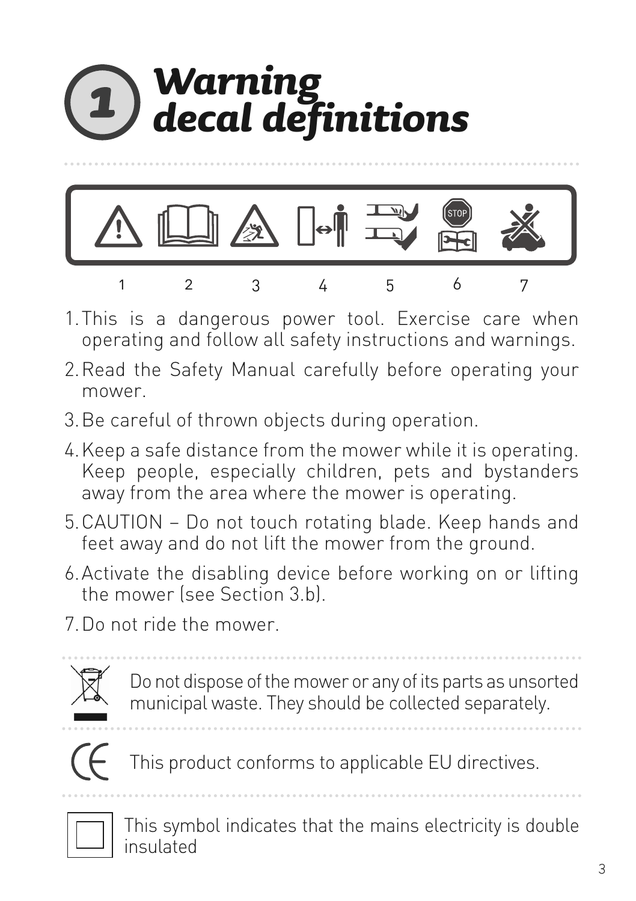# 1 Warning decal definitions

1 2 3 4 5 6 7

1. This is a dangerous power tool. Exercise care when operating and follow all safety instructions and warnings.
2. Read the Safety Manual carefully before operating your mower.
3. Be careful of thrown objects during operation.
4. Keep a safe distance from the mower while it is operating. Keep people, especially children, pets and bystanders away from the area where the mower is operating.
5. CAUTION – Do not touch rotating blade. Keep hands and feet away and do not lift the mower from the ground.
6. Activate the disabling device before working on or lifting the mower (see Section 3.b).
7. Do not ride the mower.

Do not dispose of the mower or any of its parts as unsorted municipal waste. They should be collected separately.

This product conforms to applicable EU directives.

This symbol indicates that the mains electricity is double insulated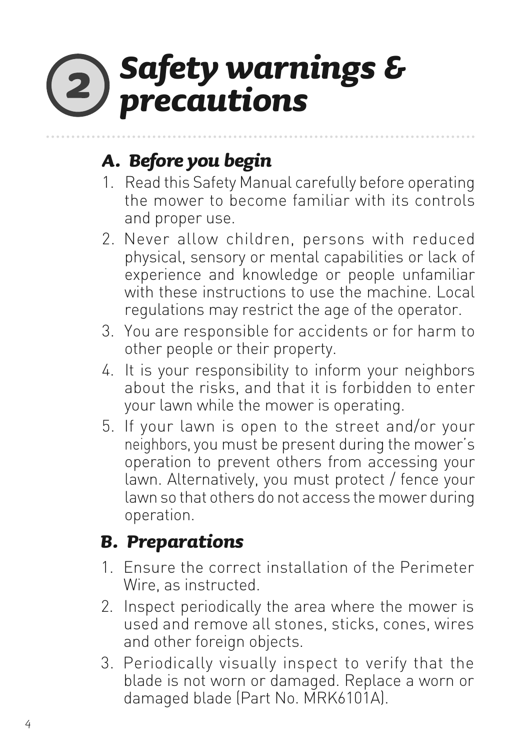# 2 Safety warnings & precautions

## A. Before you begin

1. Read this Safety Manual carefully before operating the mower to become familiar with its controls and proper use.
2. Never allow children, persons with reduced physical, sensory or mental capabilities or lack of experience and knowledge or people unfamiliar with these instructions to use the machine. Local regulations may restrict the age of the operator.
3. You are responsible for accidents or for harm to other people or their property.
4. It is your responsibility to inform your neighbors about the risks, and that it is forbidden to enter your lawn while the mower is operating.
5. If your lawn is open to the street and/or your neighbors, you must be present during the mower's operation to prevent others from accessing your lawn. Alternatively, you must protect / fence your lawn so that others do not access the mower during operation.

## B. Preparations

1. Ensure the correct installation of the Perimeter Wire, as instructed.
2. Inspect periodically the area where the mower is used and remove all stones, sticks, cones, wires and other foreign objects.
3. Periodically visually inspect to verify that the blade is not worn or damaged. Replace a worn or damaged blade (Part No. MRK6101A).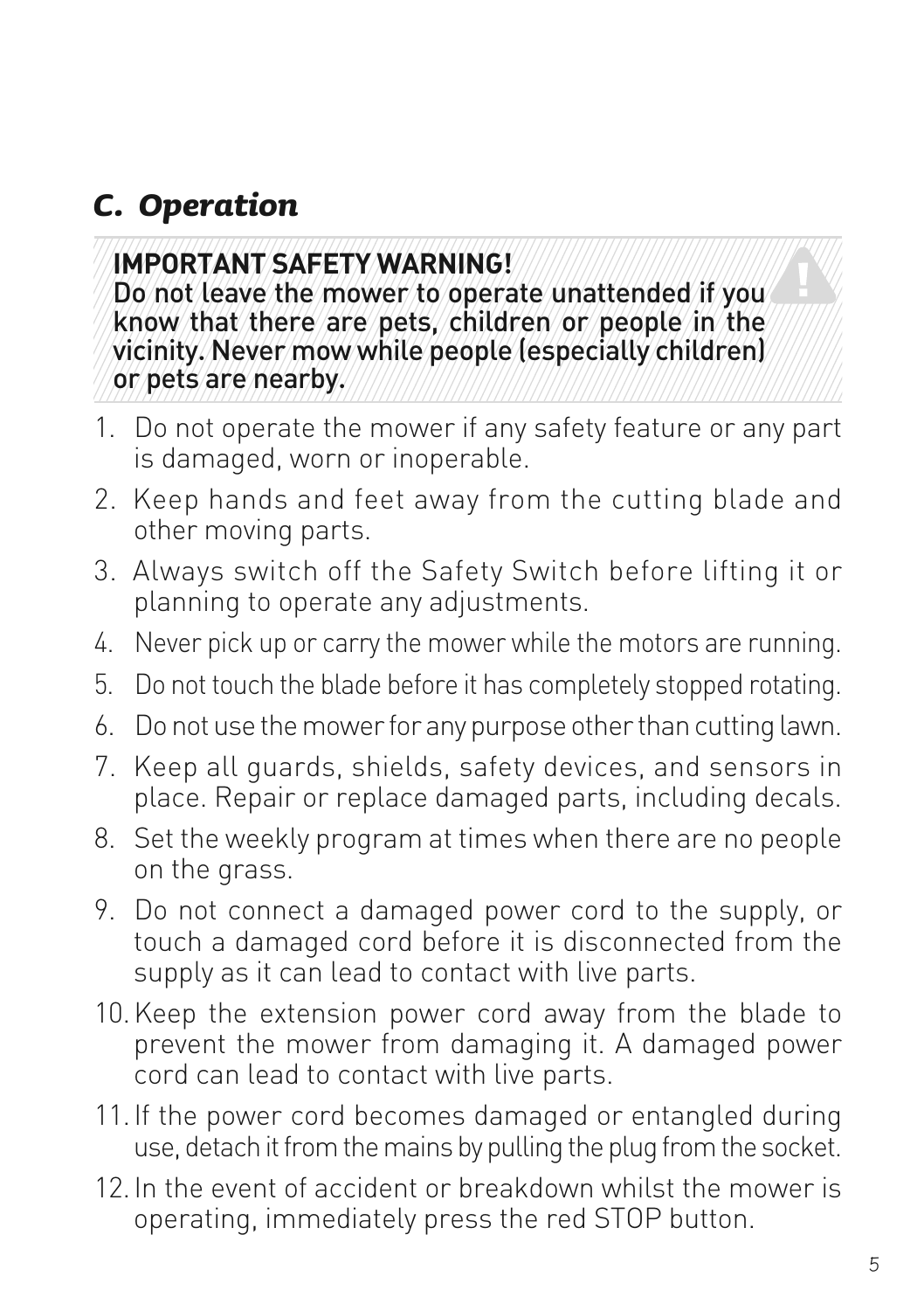## *C. Operation*

**IMPORTANT SAFETY WARNING!**
**Do not leave the mower to operate unattended if you know that there are pets, children or people in the vicinity. Never mow while people (especially children) or pets are nearby.**

1. Do not operate the mower if any safety feature or any part is damaged, worn or inoperable.
2. Keep hands and feet away from the cutting blade and other moving parts.
3. Always switch off the Safety Switch before lifting it or planning to operate any adjustments.
4. Never pick up or carry the mower while the motors are running.
5. Do not touch the blade before it has completely stopped rotating.
6. Do not use the mower for any purpose other than cutting lawn.
7. Keep all guards, shields, safety devices, and sensors in place. Repair or replace damaged parts, including decals.
8. Set the weekly program at times when there are no people on the grass.
9. Do not connect a damaged power cord to the supply, or touch a damaged cord before it is disconnected from the supply as it can lead to contact with live parts.
10. Keep the extension power cord away from the blade to prevent the mower from damaging it. A damaged power cord can lead to contact with live parts.
11. If the power cord becomes damaged or entangled during use, detach it from the mains by pulling the plug from the socket.
12. In the event of accident or breakdown whilst the mower is operating, immediately press the red STOP button.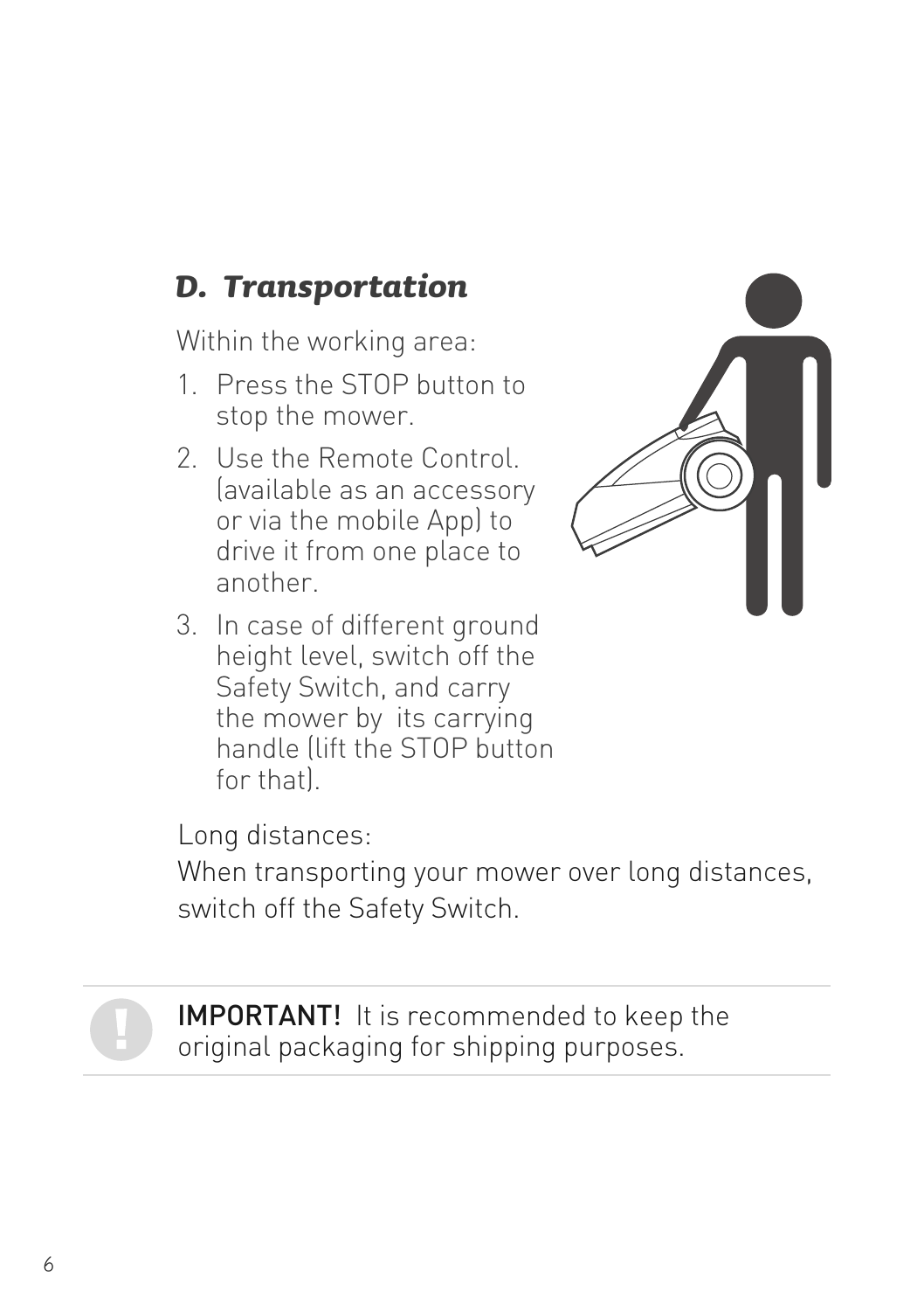## *D. Transportation*

Within the working area:

1. Press the STOP button to stop the mower.
2. Use the Remote Control. (available as an accessory or via the mobile App) to drive it from one place to another.
3. In case of different ground height level, switch off the Safety Switch, and carry the mower by its carrying handle (lift the STOP button for that).

Long distances:
When transporting your mower over long distances, switch off the Safety Switch.

**IMPORTANT!** It is recommended to keep the original packaging for shipping purposes.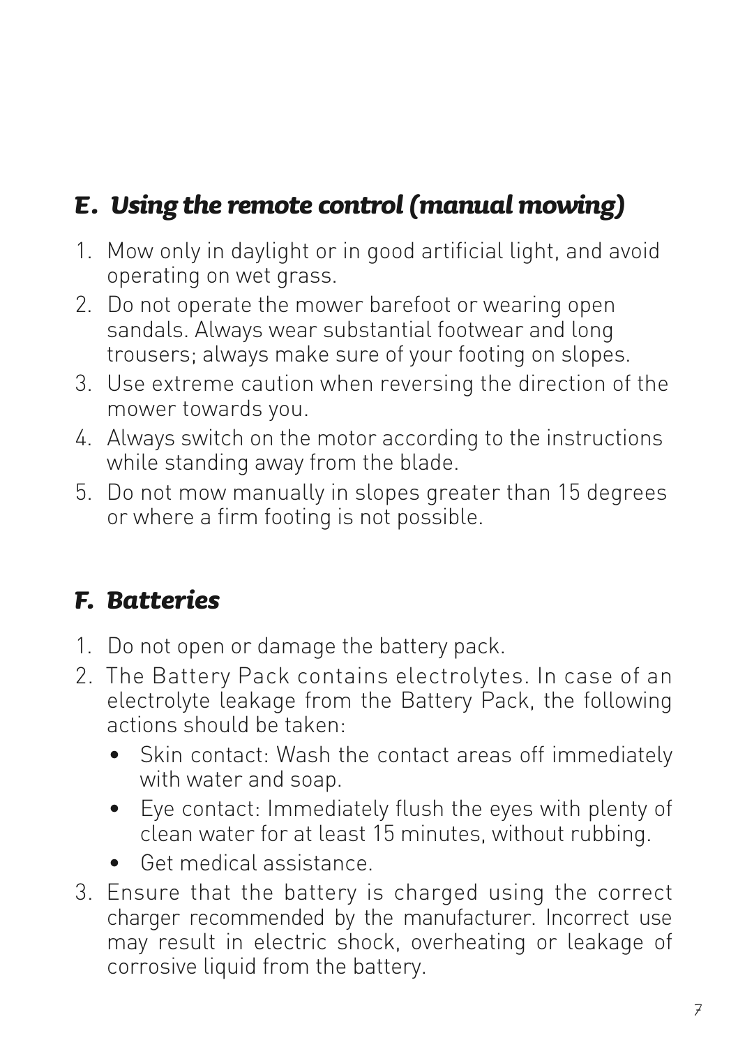## *E. Using the remote control (manual mowing)*

1. Mow only in daylight or in good artificial light, and avoid operating on wet grass.
2. Do not operate the mower barefoot or wearing open sandals. Always wear substantial footwear and long trousers; always make sure of your footing on slopes.
3. Use extreme caution when reversing the direction of the mower towards you.
4. Always switch on the motor according to the instructions while standing away from the blade.
5. Do not mow manually in slopes greater than 15 degrees or where a firm footing is not possible.

## *F. Batteries*

1. Do not open or damage the battery pack.
2. The Battery Pack contains electrolytes. In case of an electrolyte leakage from the Battery Pack, the following actions should be taken:
   - Skin contact: Wash the contact areas off immediately with water and soap.
   - Eye contact: Immediately flush the eyes with plenty of clean water for at least 15 minutes, without rubbing.
   - Get medical assistance.
3. Ensure that the battery is charged using the correct charger recommended by the manufacturer. Incorrect use may result in electric shock, overheating or leakage of corrosive liquid from the battery.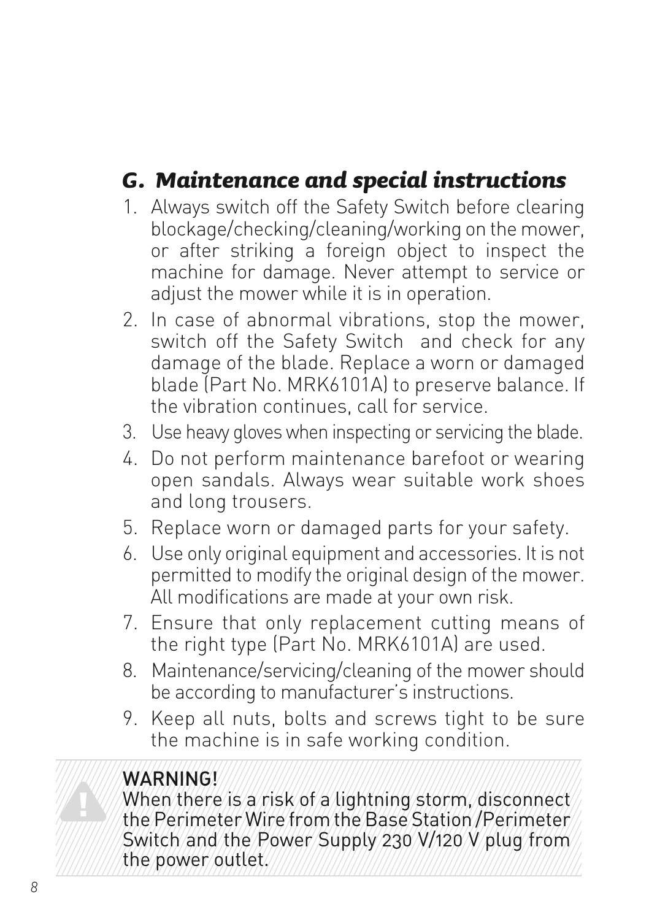## G. *Maintenance and special instructions*

1. Always switch off the Safety Switch before clearing blockage/checking/cleaning/working on the mower, or after striking a foreign object to inspect the machine for damage. Never attempt to service or adjust the mower while it is in operation.
2. In case of abnormal vibrations, stop the mower, switch off the Safety Switch and check for any damage of the blade. Replace a worn or damaged blade (Part No. MRK6101A) to preserve balance. If the vibration continues, call for service.
3. Use heavy gloves when inspecting or servicing the blade.
4. Do not perform maintenance barefoot or wearing open sandals. Always wear suitable work shoes and long trousers.
5. Replace worn or damaged parts for your safety.
6. Use only original equipment and accessories. It is not permitted to modify the original design of the mower. All modifications are made at your own risk.
7. Ensure that only replacement cutting means of the right type (Part No. MRK6101A) are used.
8. Maintenance/servicing/cleaning of the mower should be according to manufacturer's instructions.
9. Keep all nuts, bolts and screws tight to be sure the machine is in safe working condition.

**WARNING!**
When there is a risk of a lightning storm, disconnect the Perimeter Wire from the Base Station /Perimeter Switch and the Power Supply 230 V/120 V plug from the power outlet.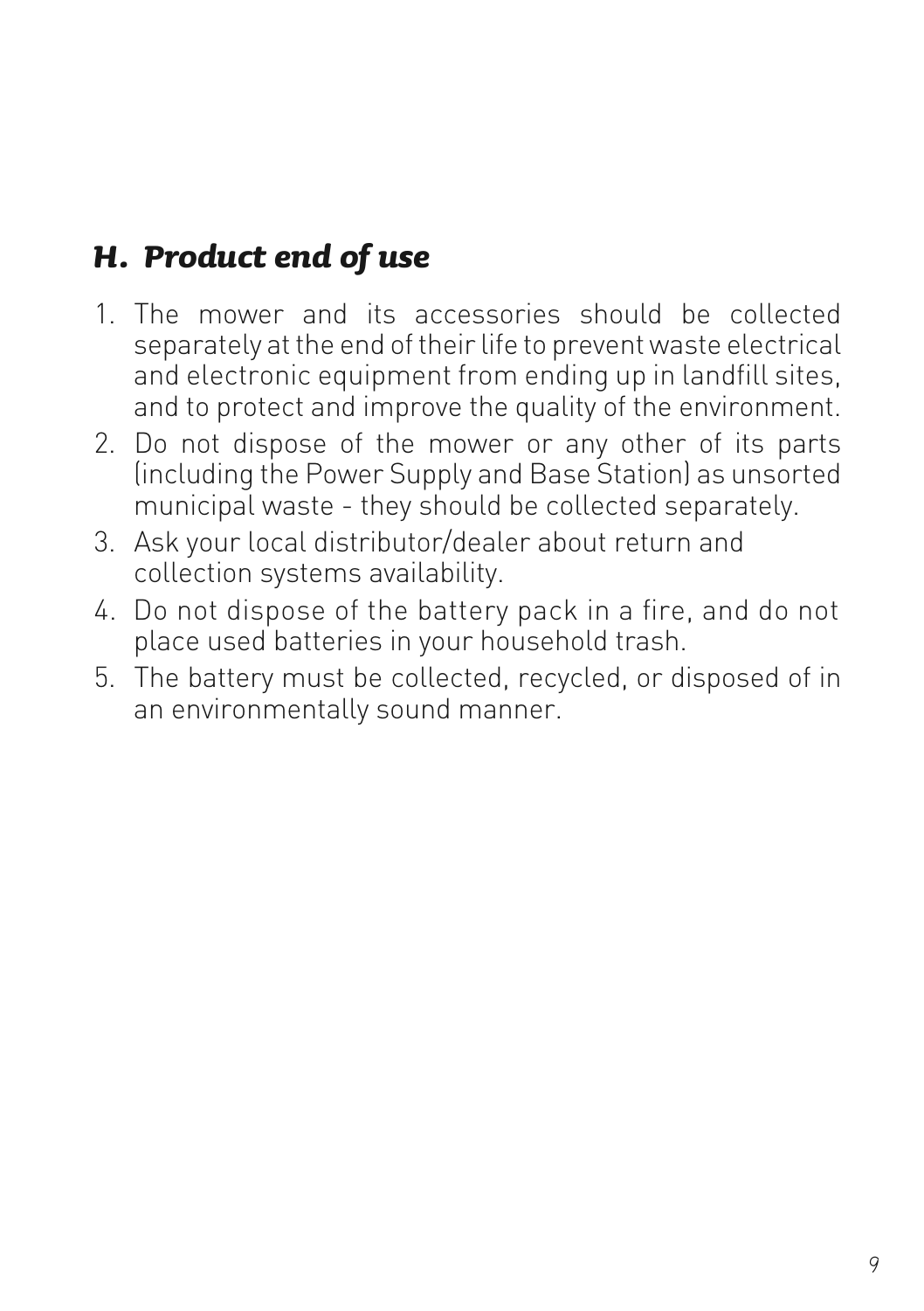## *H. Product end of use*

1. The mower and its accessories should be collected separately at the end of their life to prevent waste electrical and electronic equipment from ending up in landfill sites, and to protect and improve the quality of the environment.
2. Do not dispose of the mower or any other of its parts (including the Power Supply and Base Station) as unsorted municipal waste - they should be collected separately.
3. Ask your local distributor/dealer about return and collection systems availability.
4. Do not dispose of the battery pack in a fire, and do not place used batteries in your household trash.
5. The battery must be collected, recycled, or disposed of in an environmentally sound manner.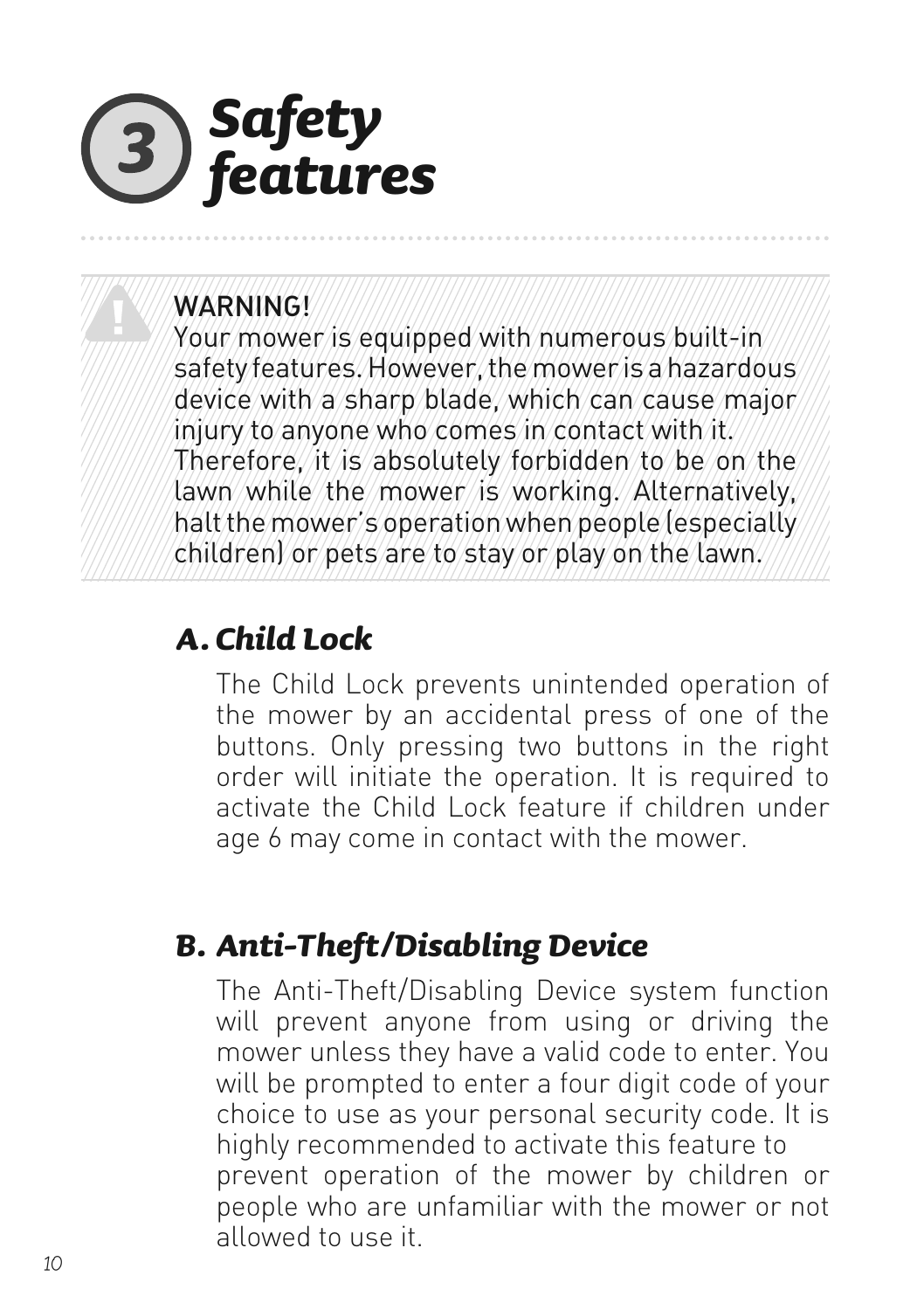# 3 Safety features

> **WARNING!**
> Your mower is equipped with numerous built-in safety features. However, the mower is a hazardous device with a sharp blade, which can cause major injury to anyone who comes in contact with it. Therefore, it is absolutely forbidden to be on the lawn while the mower is working. Alternatively, halt the mower's operation when people (especially children) or pets are to stay or play on the lawn.

## A. Child Lock

The Child Lock prevents unintended operation of the mower by an accidental press of one of the buttons. Only pressing two buttons in the right order will initiate the operation. It is required to activate the Child Lock feature if children under age 6 may come in contact with the mower.

## B. Anti-Theft/Disabling Device

The Anti-Theft/Disabling Device system function will prevent anyone from using or driving the mower unless they have a valid code to enter. You will be prompted to enter a four digit code of your choice to use as your personal security code. It is highly recommended to activate this feature to prevent operation of the mower by children or people who are unfamiliar with the mower or not allowed to use it.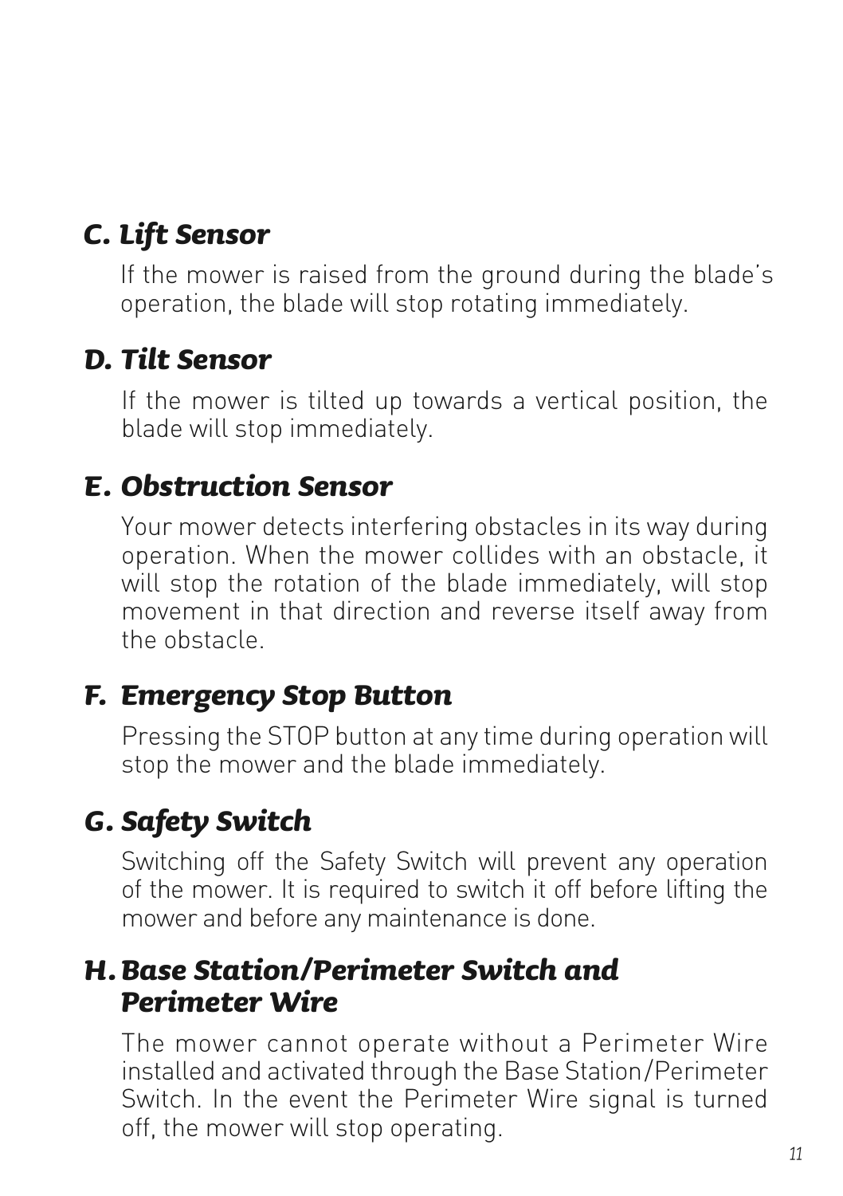### C. Lift Sensor

If the mower is raised from the ground during the blade's operation, the blade will stop rotating immediately.

### D. Tilt Sensor

If the mower is tilted up towards a vertical position, the blade will stop immediately.

### E. Obstruction Sensor

Your mower detects interfering obstacles in its way during operation. When the mower collides with an obstacle, it will stop the rotation of the blade immediately, will stop movement in that direction and reverse itself away from the obstacle.

### F. Emergency Stop Button

Pressing the STOP button at any time during operation will stop the mower and the blade immediately.

### G. Safety Switch

Switching off the Safety Switch will prevent any operation of the mower. It is required to switch it off before lifting the mower and before any maintenance is done.

### H. Base Station/Perimeter Switch and Perimeter Wire

The mower cannot operate without a Perimeter Wire installed and activated through the Base Station/Perimeter Switch. In the event the Perimeter Wire signal is turned off, the mower will stop operating.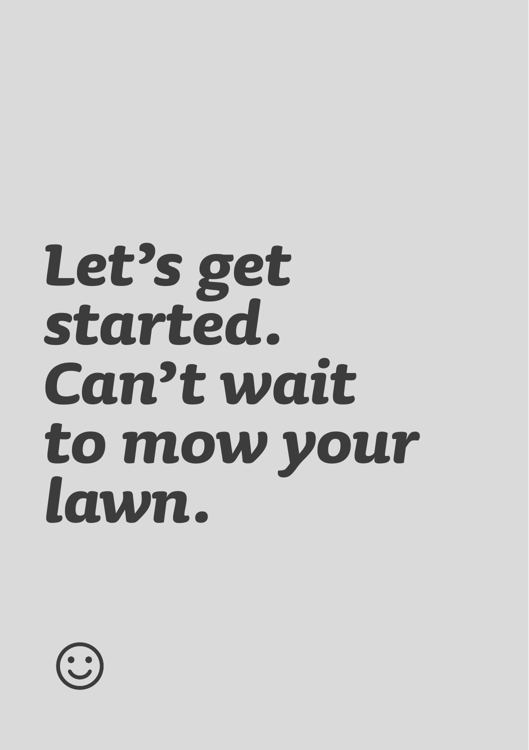***Let's get started. Can't wait to mow your lawn.***

☺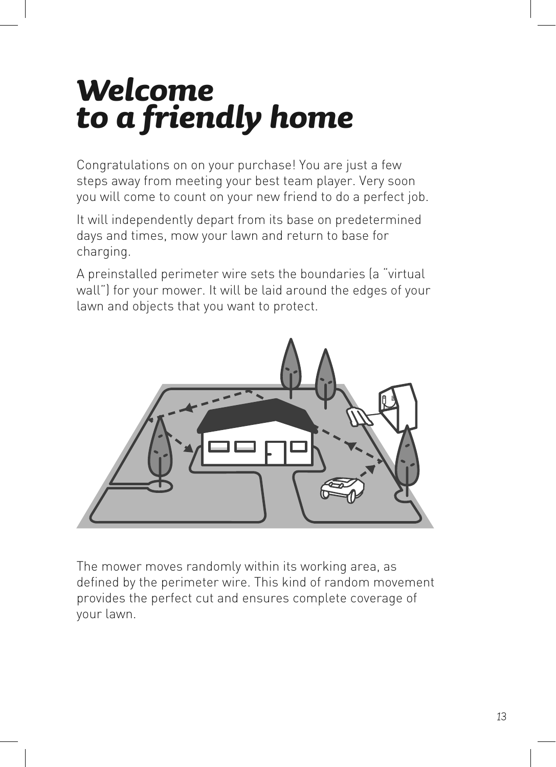# *Welcome to a friendly home*

Congratulations on on your purchase! You are just a few steps away from meeting your best team player. Very soon you will come to count on your new friend to do a perfect job.

It will independently depart from its base on predetermined days and times, mow your lawn and return to base for charging.

A preinstalled perimeter wire sets the boundaries (a “virtual wall”) for your mower. It will be laid around the edges of your lawn and objects that you want to protect.

The mower moves randomly within its working area, as defined by the perimeter wire. This kind of random movement provides the perfect cut and ensures complete coverage of your lawn.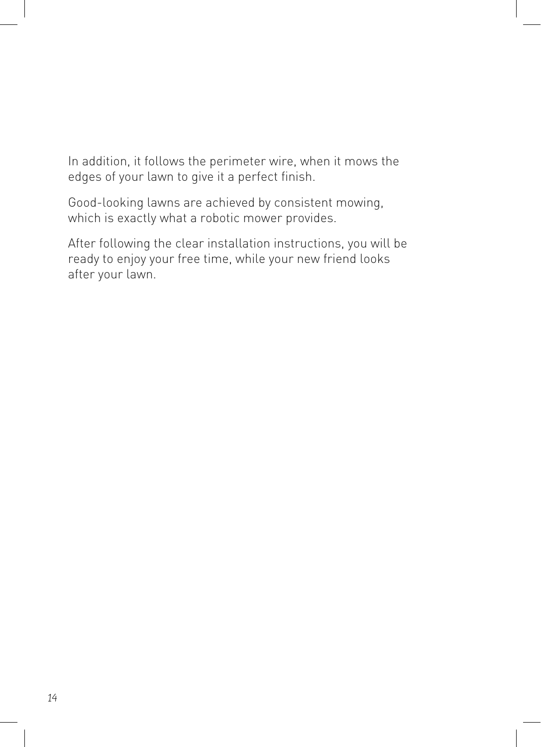In addition, it follows the perimeter wire, when it mows the edges of your lawn to give it a perfect finish.

Good-looking lawns are achieved by consistent mowing, which is exactly what a robotic mower provides.

After following the clear installation instructions, you will be ready to enjoy your free time, while your new friend looks after your lawn.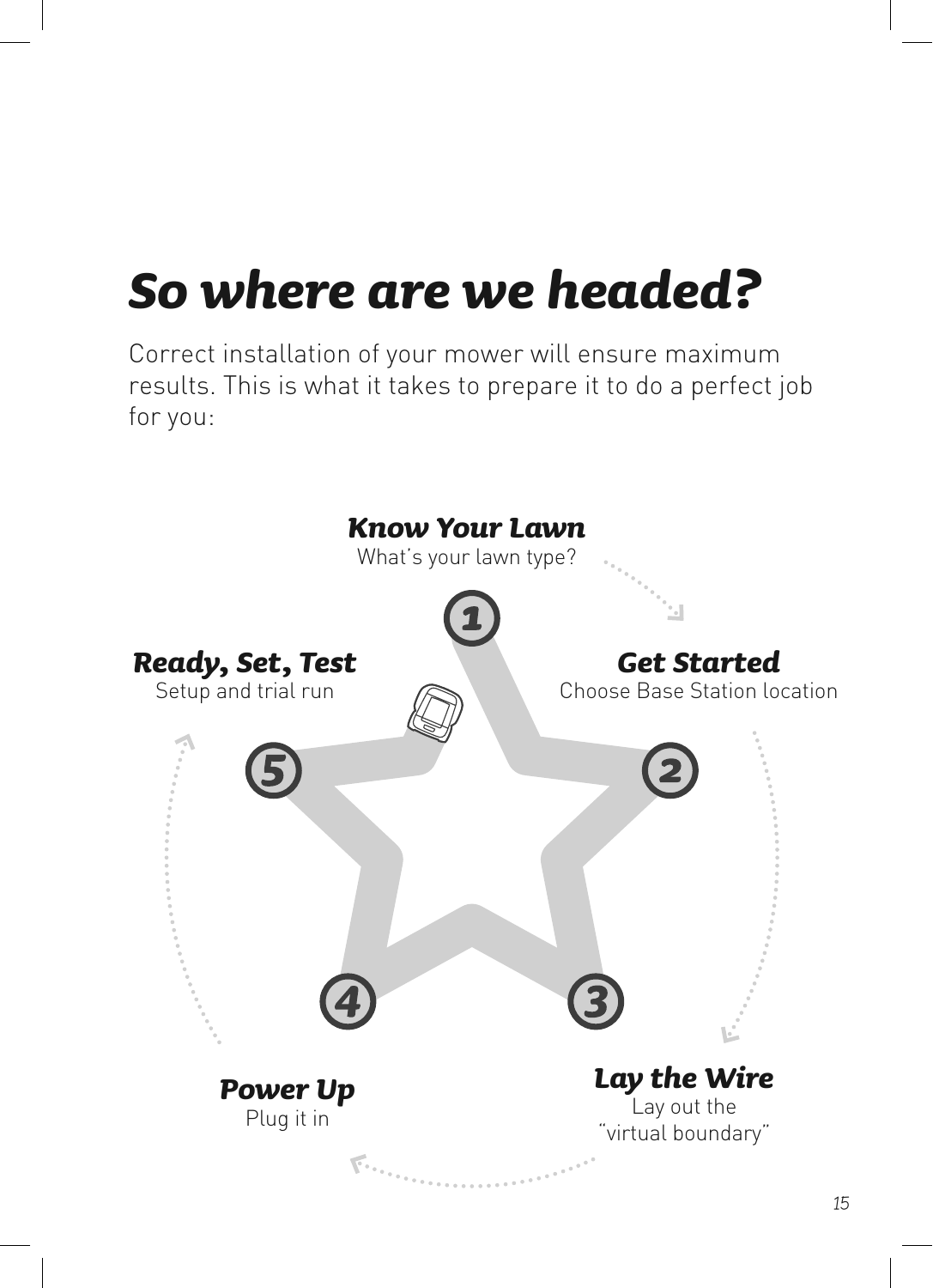# So where are we headed?

Correct installation of your mower will ensure maximum results. This is what it takes to prepare it to do a perfect job for you:

**1 Know Your Lawn**
What's your lawn type?

**2 Get Started**
Choose Base Station location

**3 Lay the Wire**
Lay out the "virtual boundary"

**4 Power Up**
Plug it in

**5 Ready, Set, Test**
Setup and trial run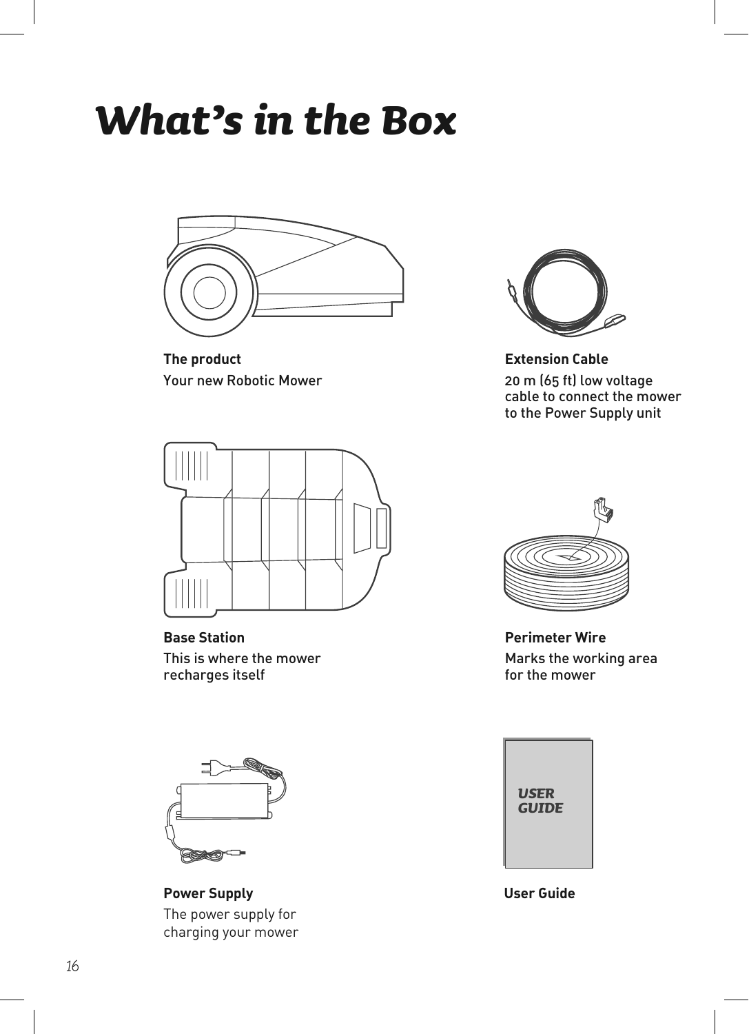# What's in the Box

**The product**

Your new Robotic Mower

**Extension Cable**

20 m (65 ft) low voltage cable to connect the mower to the Power Supply unit

**Base Station**

This is where the mower recharges itself

**Perimeter Wire**

Marks the working area for the mower

**Power Supply**

The power supply for charging your mower

**User Guide**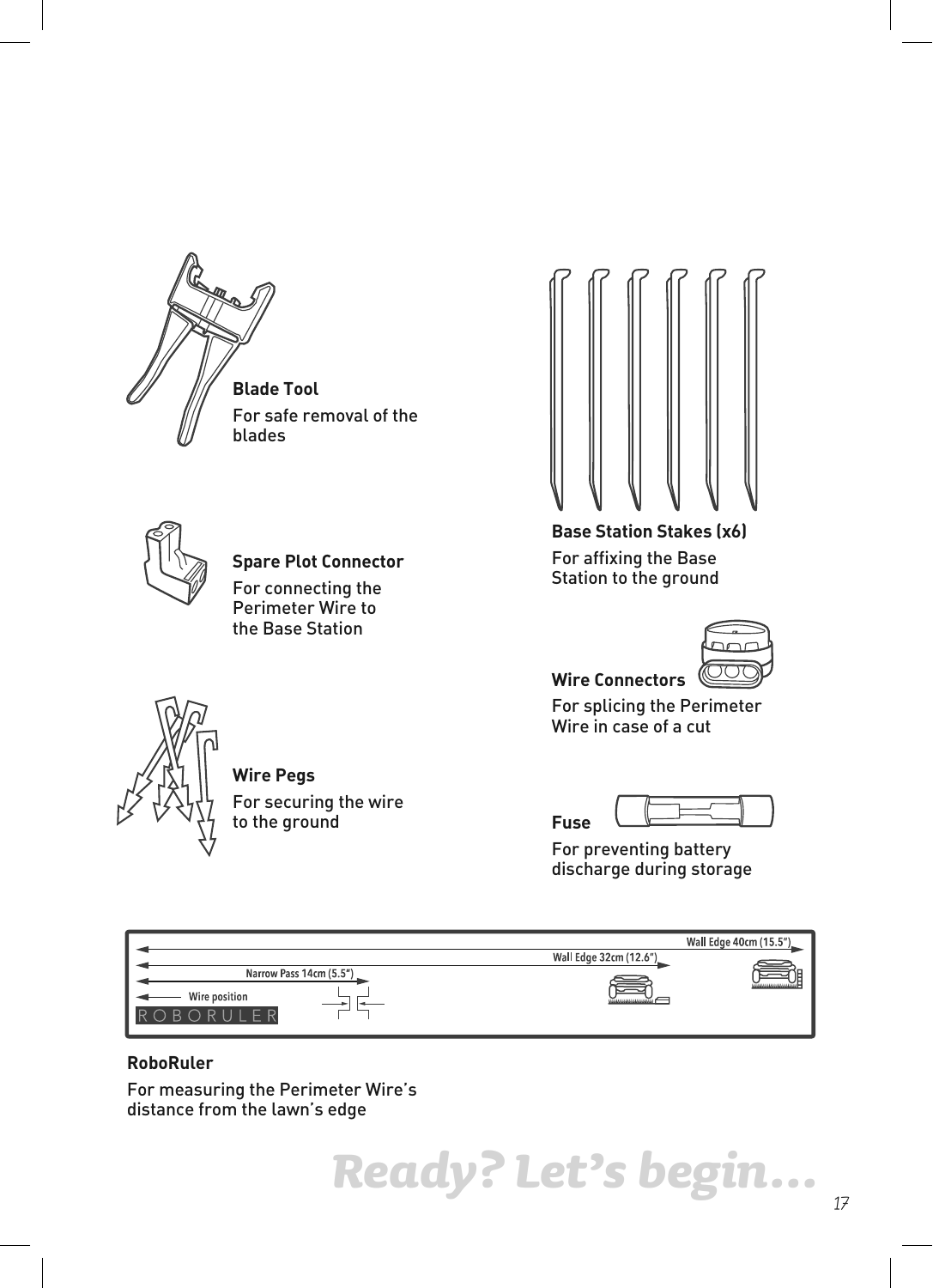**Blade Tool**

For safe removal of the blades

**Base Station Stakes (x6)**

For affixing the Base Station to the ground

**Spare Plot Connector**

For connecting the Perimeter Wire to the Base Station

**Wire Connectors**

For splicing the Perimeter Wire in case of a cut

**Wire Pegs**

For securing the wire to the ground

**Fuse**

For preventing battery discharge during storage

Wall Edge 40cm (15.5")

Wall Edge 32cm (12.6")

Narrow Pass 14cm (5.5")

Wire position

ROBORULER

**RoboRuler**

For measuring the Perimeter Wire's distance from the lawn's edge

**Ready? Let's begin...**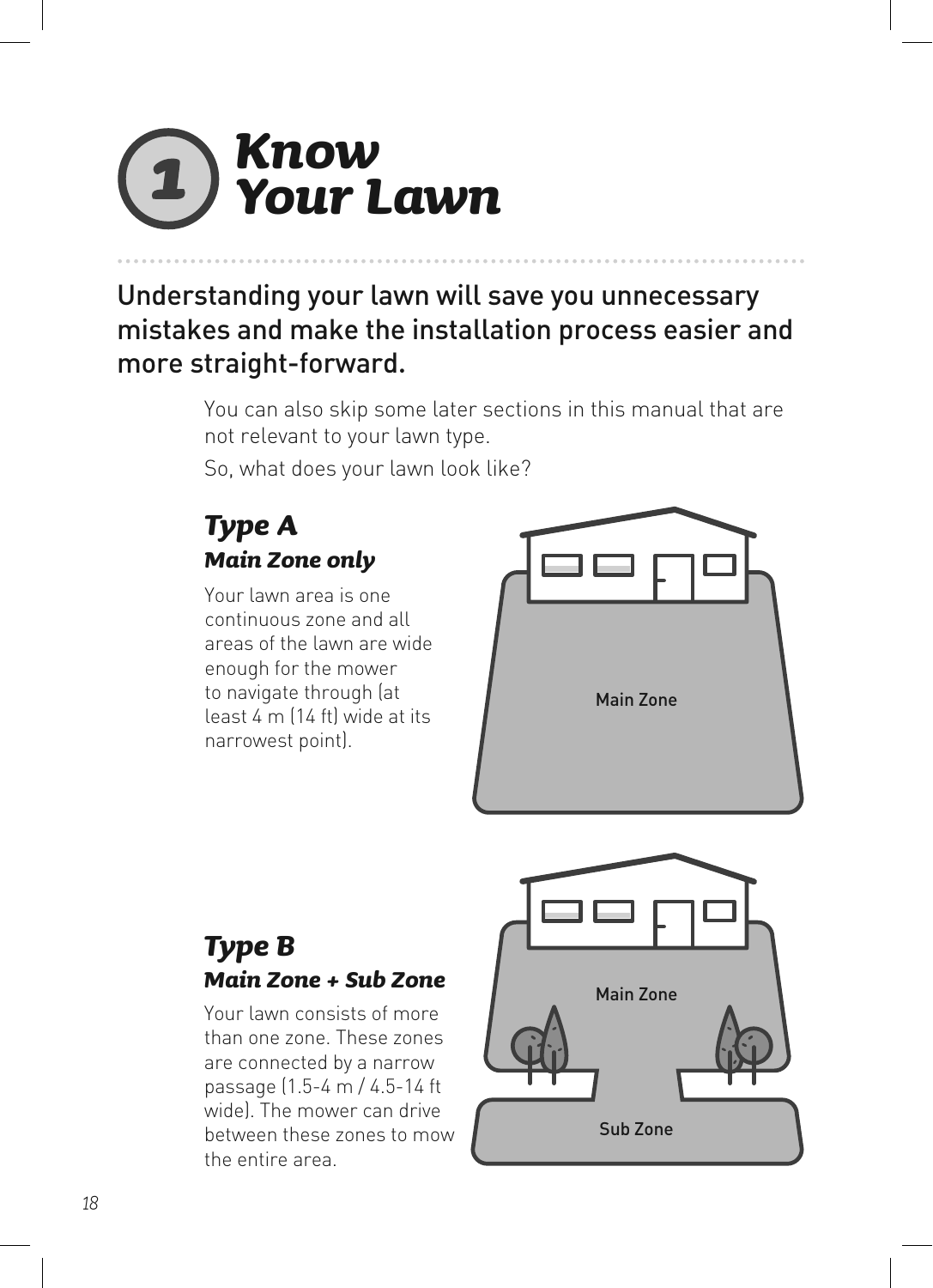# 1 Know Your Lawn

## Understanding your lawn will save you unnecessary mistakes and make the installation process easier and more straight-forward.

You can also skip some later sections in this manual that are not relevant to your lawn type.

So, what does your lawn look like?

### Type A
#### Main Zone only

Your lawn area is one continuous zone and all areas of the lawn are wide enough for the mower to navigate through (at least 4 m (14 ft) wide at its narrowest point).

Main Zone

### Type B
#### Main Zone + Sub Zone

Your lawn consists of more than one zone. These zones are connected by a narrow passage (1.5-4 m / 4.5-14 ft wide). The mower can drive between these zones to mow the entire area.

Main Zone

Sub Zone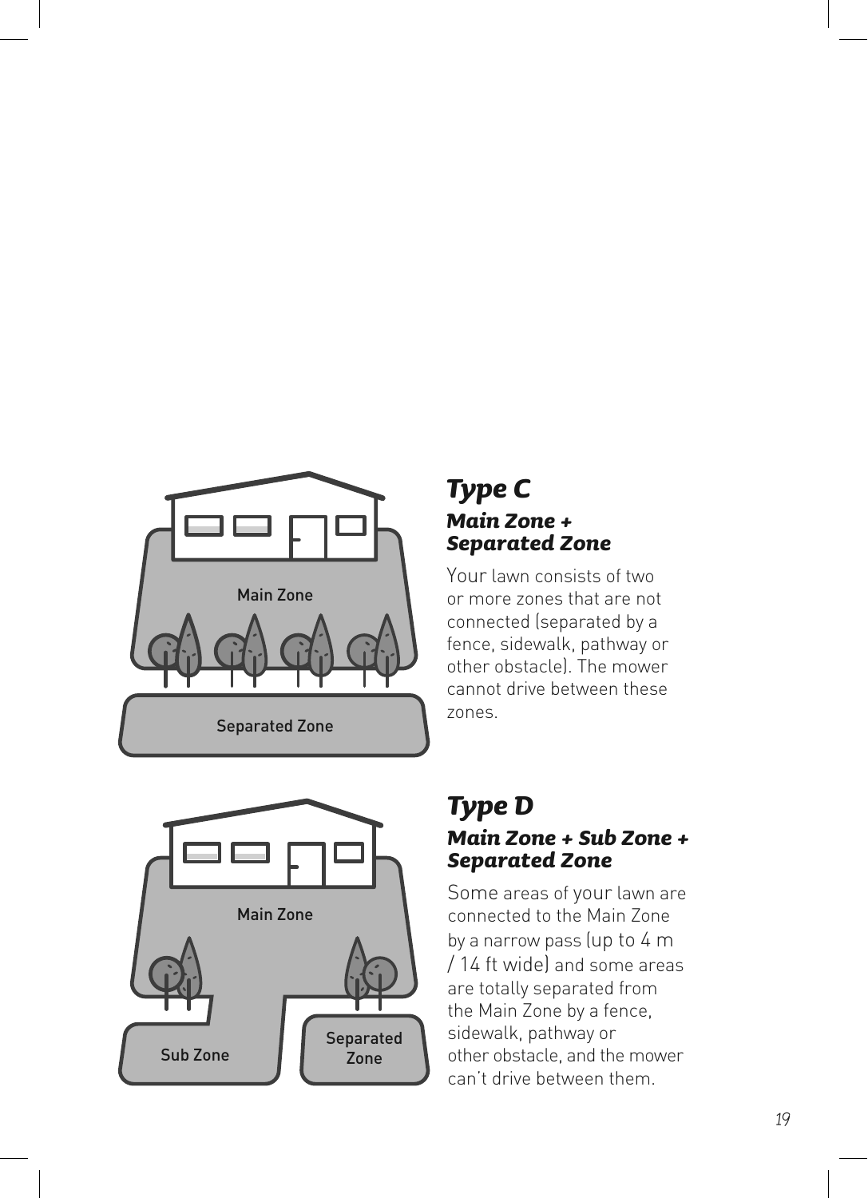Main Zone

Separated Zone

## *Type C*

### *Main Zone + Separated Zone*

Your lawn consists of two or more zones that are not connected (separated by a fence, sidewalk, pathway or other obstacle). The mower cannot drive between these zones.

Main Zone

Sub Zone

Separated Zone

## *Type D*

### *Main Zone + Sub Zone + Separated Zone*

Some areas of your lawn are connected to the Main Zone by a narrow pass (up to 4 m / 14 ft wide) and some areas are totally separated from the Main Zone by a fence, sidewalk, pathway or other obstacle, and the mower can't drive between them.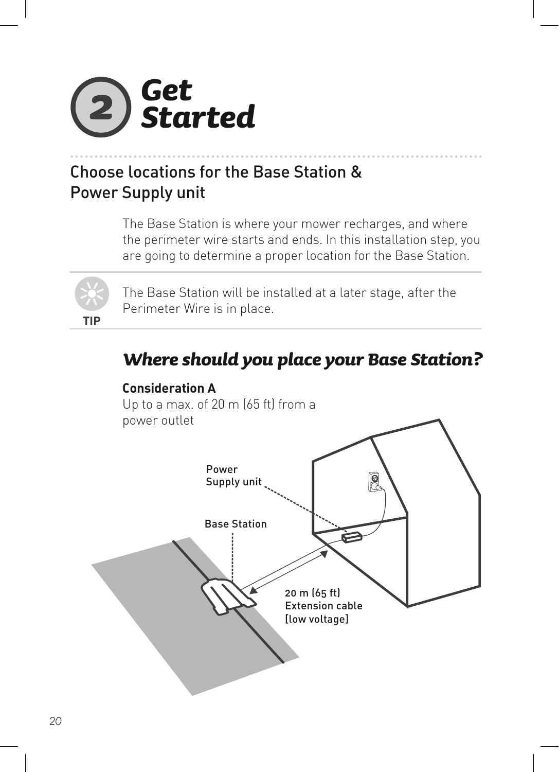# 2 Get Started

## Choose locations for the Base Station & Power Supply unit

The Base Station is where your mower recharges, and where the perimeter wire starts and ends. In this installation step, you are going to determine a proper location for the Base Station.

**TIP**

The Base Station will be installed at a later stage, after the Perimeter Wire is in place.

### *Where should you place your Base Station?*

**Consideration A**

Up to a max. of 20 m (65 ft) from a power outlet

Power Supply unit

Base Station

20 m (65 ft) Extension cable [low voltage]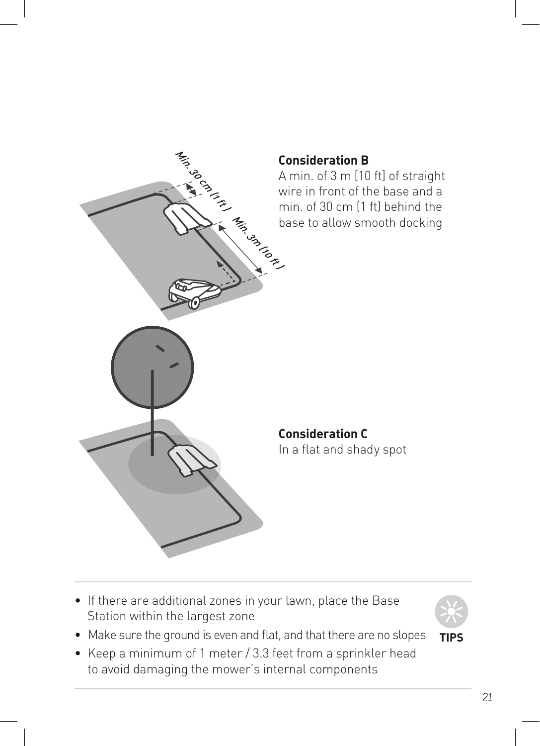**Consideration B**

A min. of 3 m [10 ft] of straight wire in front of the base and a min. of 30 cm (1 ft) behind the base to allow smooth docking

**Consideration C**

In a flat and shady spot

- If there are additional zones in your lawn, place the Base Station within the largest zone
- Make sure the ground is even and flat, and that there are no slopes
- Keep a minimum of 1 meter / 3.3 feet from a sprinkler head to avoid damaging the mower's internal components

**TIPS**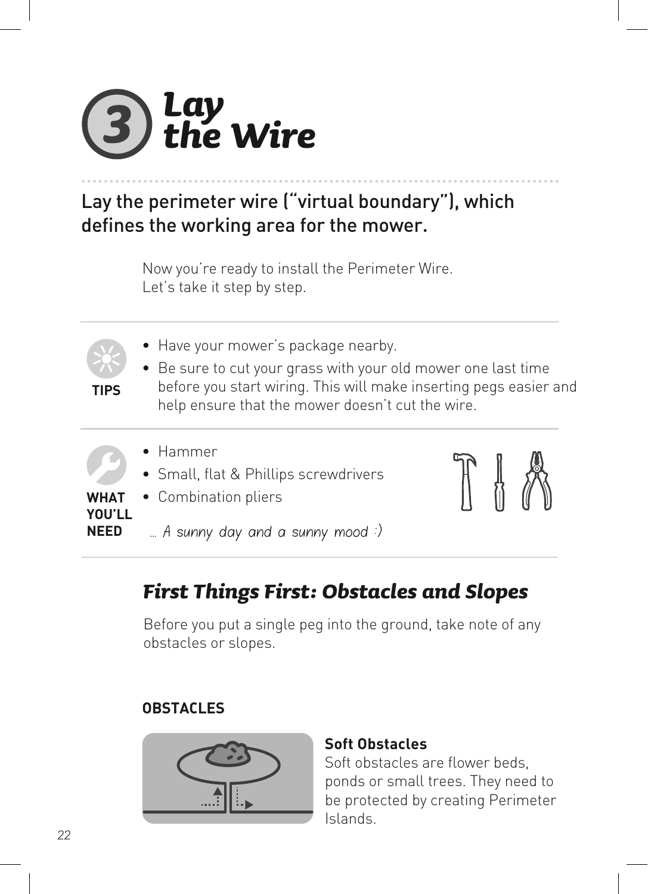# 3 Lay the Wire

## Lay the perimeter wire ("virtual boundary"), which defines the working area for the mower.

Now you're ready to install the Perimeter Wire.
Let's take it step by step.

**TIPS**

- Have your mower's package nearby.
- Be sure to cut your grass with your old mower one last time before you start wiring. This will make inserting pegs easier and help ensure that the mower doesn't cut the wire.

**WHAT YOU'LL NEED**

- Hammer
- Small, flat & Phillips screwdrivers
- Combination pliers

*... A sunny day and a sunny mood :)*

## *First Things First: Obstacles and Slopes*

Before you put a single peg into the ground, take note of any obstacles or slopes.

### OBSTACLES

**Soft Obstacles**
Soft obstacles are flower beds, ponds or small trees. They need to be protected by creating Perimeter Islands.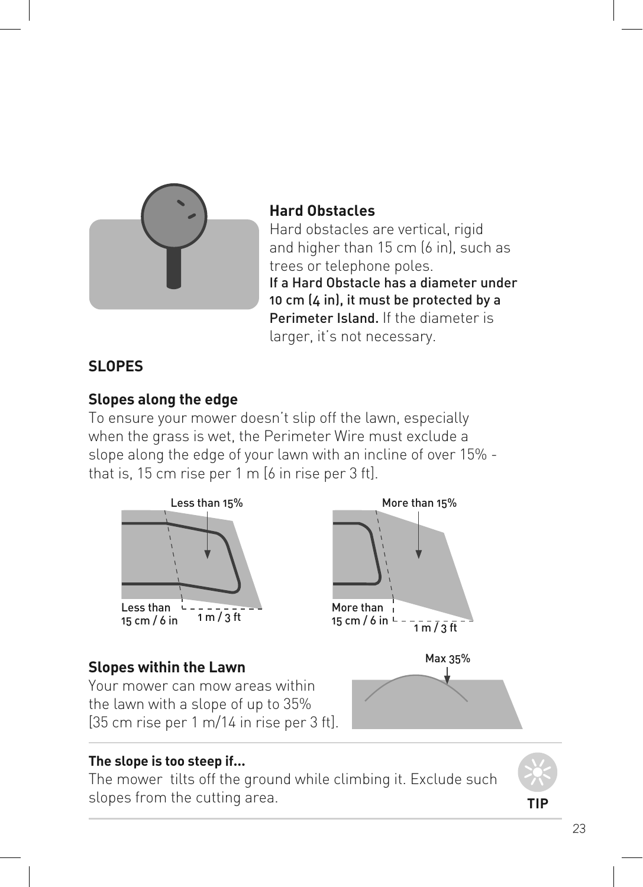### Hard Obstacles

Hard obstacles are vertical, rigid and higher than 15 cm (6 in), such as trees or telephone poles.
**If a Hard Obstacle has a diameter under 10 cm (4 in), it must be protected by a Perimeter Island.** If the diameter is larger, it's not necessary.

## SLOPES

### Slopes along the edge

To ensure your mower doesn't slip off the lawn, especially when the grass is wet, the Perimeter Wire must exclude a slope along the edge of your lawn with an incline of over 15% - that is, 15 cm rise per 1 m [6 in rise per 3 ft].

Less than 15%
Less than 15 cm / 6 in
1 m / 3 ft

More than 15%
More than 15 cm / 6 in
1 m / 3 ft

### Slopes within the Lawn

Your mower can mow areas within the lawn with a slope of up to 35% [35 cm rise per 1 m/14 in rise per 3 ft].

Max 35%

**The slope is too steep if...**
The mower tilts off the ground while climbing it. Exclude such slopes from the cutting area.

**TIP**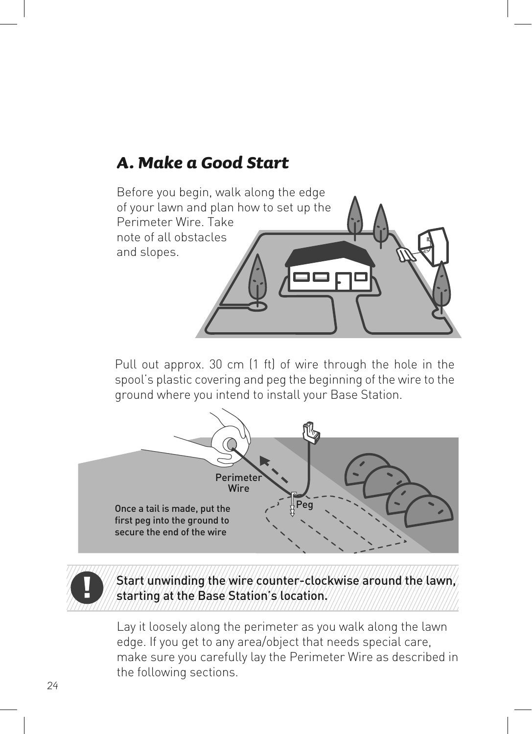## A. Make a Good Start

Before you begin, walk along the edge of your lawn and plan how to set up the Perimeter Wire. Take note of all obstacles and slopes.

Pull out approx. 30 cm (1 ft) of wire through the hole in the spool's plastic covering and peg the beginning of the wire to the ground where you intend to install your Base Station.

Perimeter Wire

Peg

**Once a tail is made, put the first peg into the ground to secure the end of the wire**

**Start unwinding the wire counter-clockwise around the lawn, starting at the Base Station's location.**

Lay it loosely along the perimeter as you walk along the lawn edge. If you get to any area/object that needs special care, make sure you carefully lay the Perimeter Wire as described in the following sections.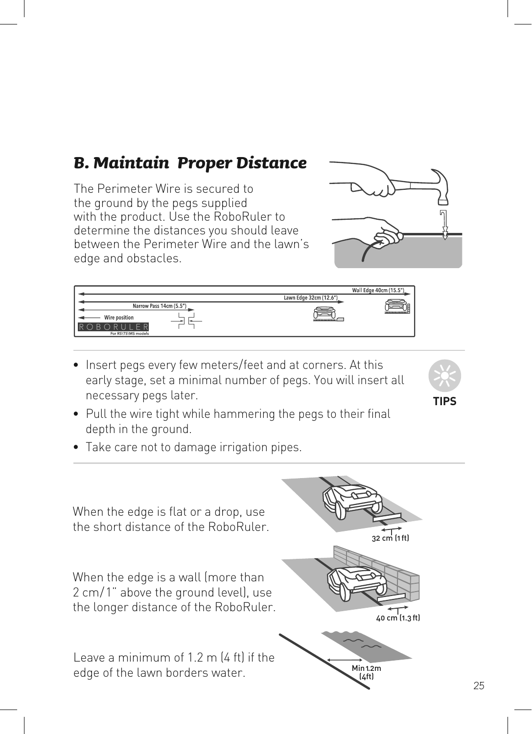## B. Maintain Proper Distance

The Perimeter Wire is secured to the ground by the pegs supplied with the product. Use the RoboRuler to determine the distances you should leave between the Perimeter Wire and the lawn's edge and obstacles.

**TIPS**

- Insert pegs every few meters/feet and at corners. At this early stage, set a minimal number of pegs. You will insert all necessary pegs later.
- Pull the wire tight while hammering the pegs to their final depth in the ground.
- Take care not to damage irrigation pipes.

When the edge is flat or a drop, use the short distance of the RoboRuler.

When the edge is a wall (more than 2 cm/1" above the ground level), use the longer distance of the RoboRuler.

Leave a minimum of 1.2 m (4 ft) if the edge of the lawn borders water.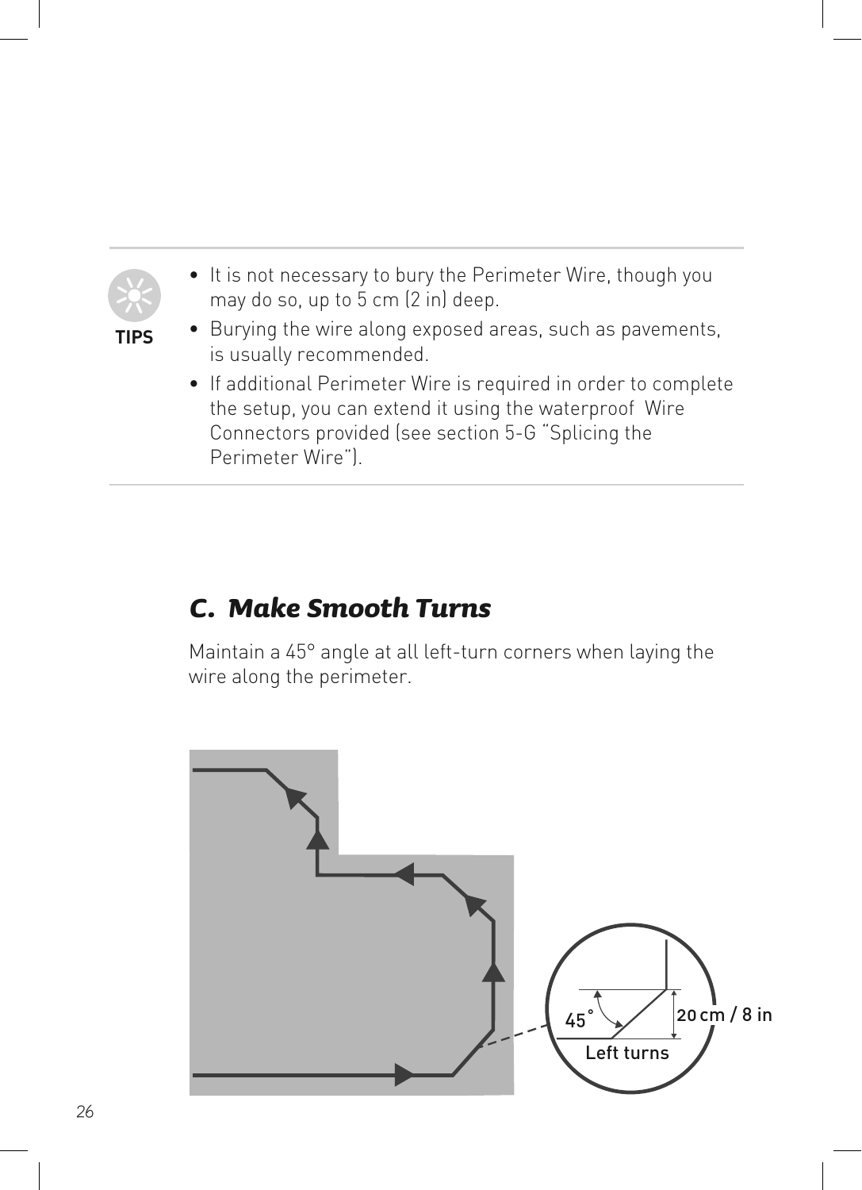**TIPS**

- It is not necessary to bury the Perimeter Wire, though you may do so, up to 5 cm (2 in) deep.
- Burying the wire along exposed areas, such as pavements, is usually recommended.
- If additional Perimeter Wire is required in order to complete the setup, you can extend it using the waterproof Wire Connectors provided (see section 5-G "Splicing the Perimeter Wire").

## C. Make Smooth Turns

Maintain a 45° angle at all left-turn corners when laying the wire along the perimeter.

45°

20 cm / 8 in

Left turns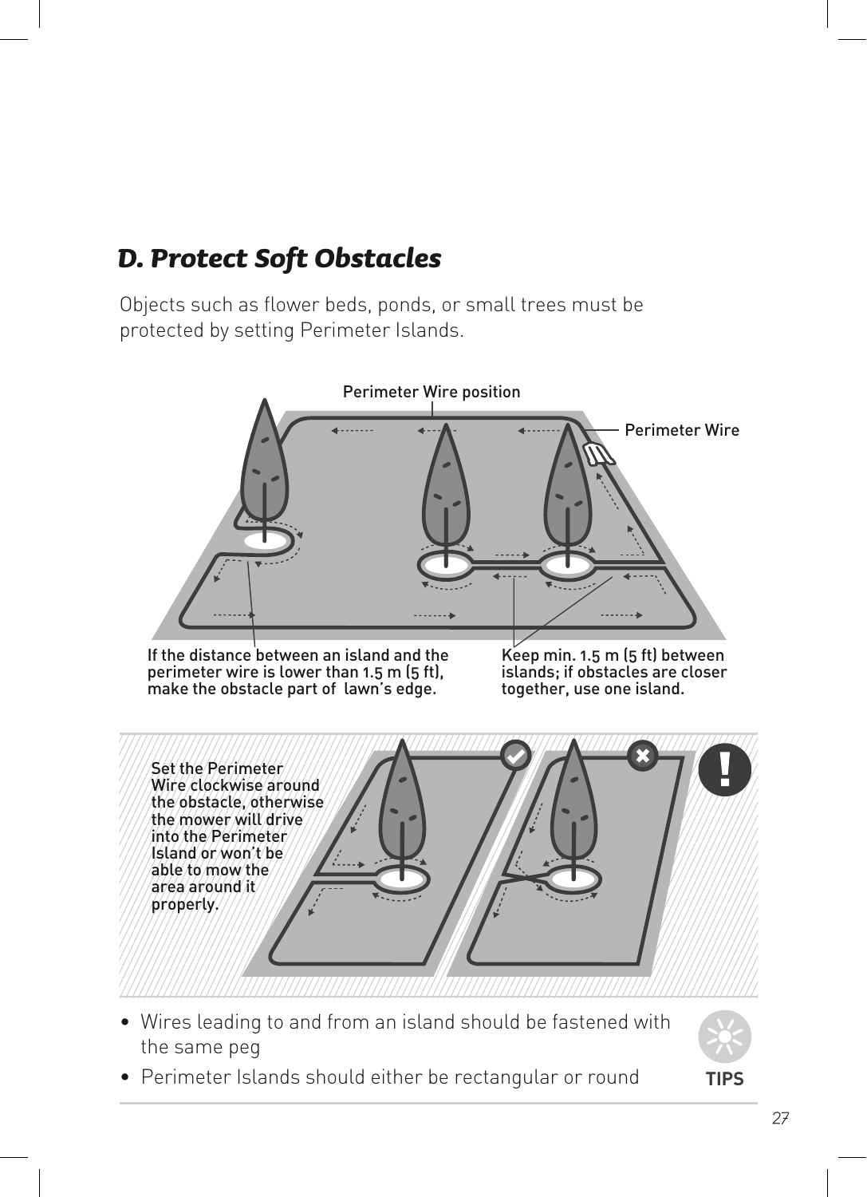## *D. Protect Soft Obstacles*

Objects such as flower beds, ponds, or small trees must be protected by setting Perimeter Islands.

Perimeter Wire position

Perimeter Wire

**If the distance between an island and the perimeter wire is lower than 1.5 m (5 ft), make the obstacle part of lawn's edge.**

**Keep min. 1.5 m (5 ft) between islands; if obstacles are closer together, use one island.**

**Set the Perimeter Wire clockwise around the obstacle, otherwise the mower will drive into the Perimeter Island or won't be able to mow the area around it properly.**

- Wires leading to and from an island should be fastened with the same peg
- Perimeter Islands should either be rectangular or round

**TIPS**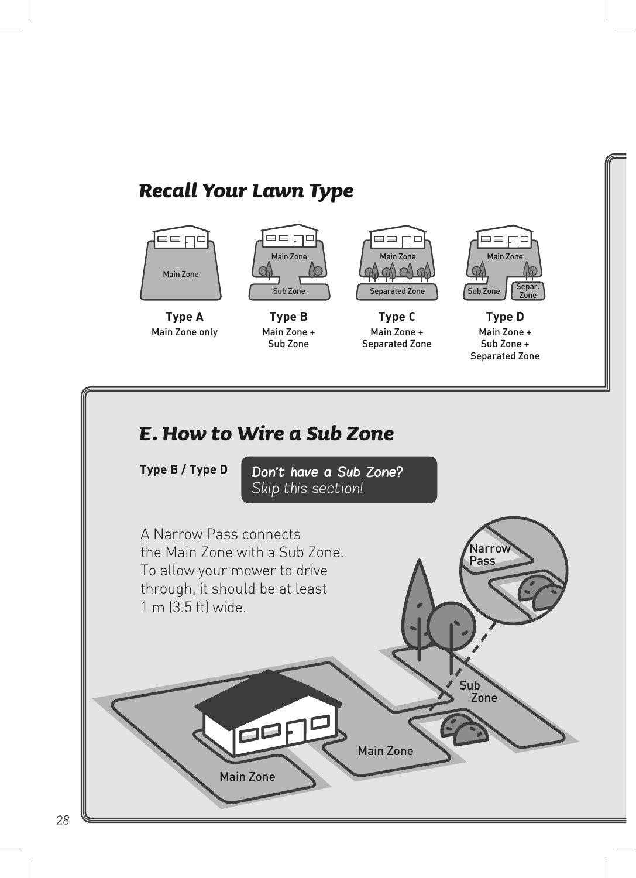## Recall Your Lawn Type

**Type A**
Main Zone only

**Type B**
Main Zone +
Sub Zone

**Type C**
Main Zone +
Separated Zone

**Type D**
Main Zone +
Sub Zone +
Separated Zone

## E. How to Wire a Sub Zone

**Type B / Type D**

> *Don't have a Sub Zone?*
> *Skip this section!*

A Narrow Pass connects the Main Zone with a Sub Zone. To allow your mower to drive through, it should be at least 1 m (3.5 ft) wide.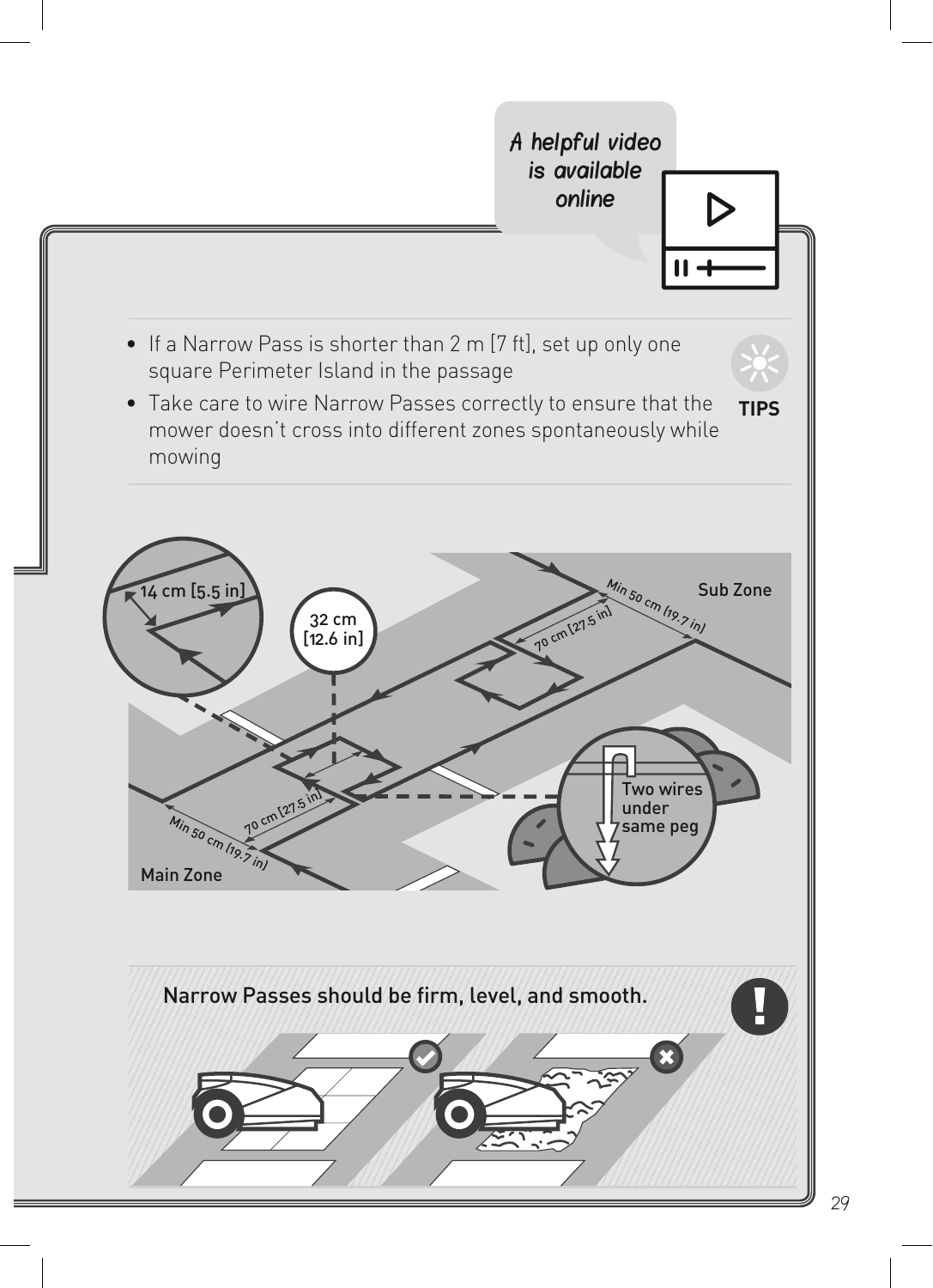*A helpful video is available online*

**TIPS**

- If a Narrow Pass is shorter than 2 m [7 ft], set up only one square Perimeter Island in the passage
- Take care to wire Narrow Passes correctly to ensure that the mower doesn't cross into different zones spontaneously while mowing

14 cm [5.5 in]

32 cm [12.6 in]

Min 50 cm (19.7 in)

70 cm [27.5 in]

Sub Zone

Main Zone

Two wires under same peg

**Narrow Passes should be firm, level, and smooth.**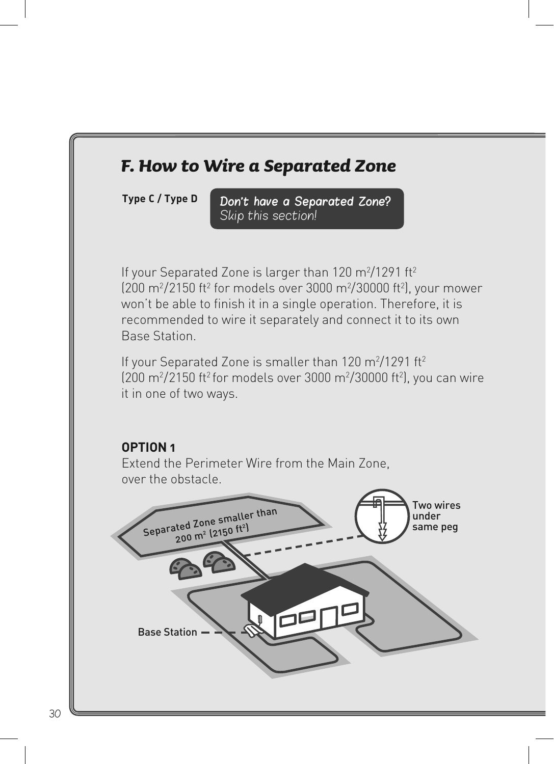## F. How to Wire a Separated Zone

**Type C / Type D**

*Don't have a Separated Zone?*
*Skip this section!*

If your Separated Zone is larger than 120 m$^2$/1291 ft$^2$ (200 m$^2$/2150 ft$^2$ for models over 3000 m$^2$/30000 ft$^2$), your mower won't be able to finish it in a single operation. Therefore, it is recommended to wire it separately and connect it to its own Base Station.

If your Separated Zone is smaller than 120 m$^2$/1291 ft$^2$ (200 m$^2$/2150 ft$^2$ for models over 3000 m$^2$/30000 ft$^2$), you can wire it in one of two ways.

**OPTION 1**
Extend the Perimeter Wire from the Main Zone, over the obstacle.

Separated Zone smaller than 200 m$^2$ (2150 ft$^2$)

Two wires under same peg

Base Station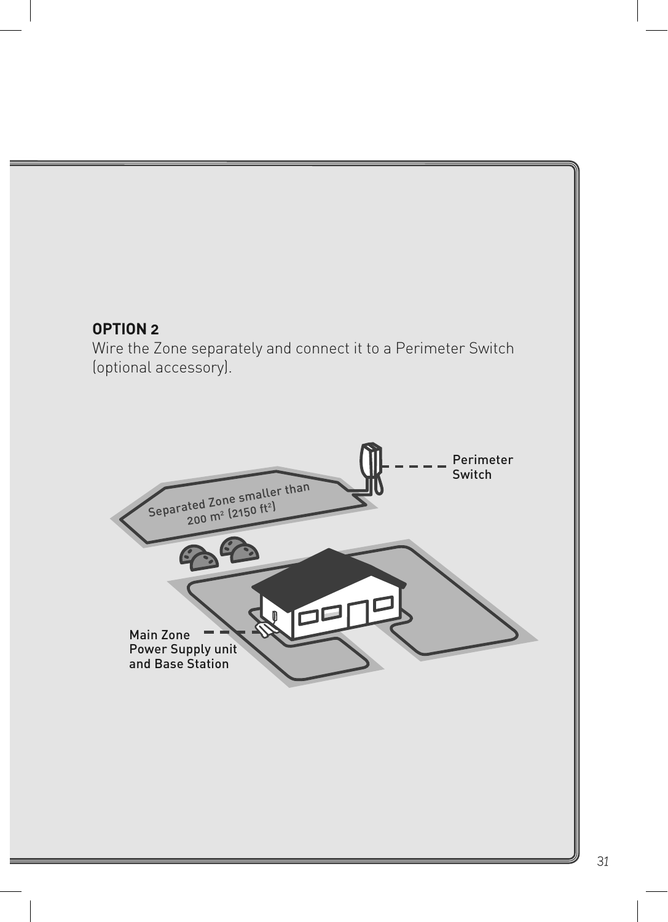**OPTION 2**

Wire the Zone separately and connect it to a Perimeter Switch (optional accessory).

Perimeter Switch

Separated Zone smaller than 200 $m^2$ (2150 $ft^2$)

Main Zone Power Supply unit and Base Station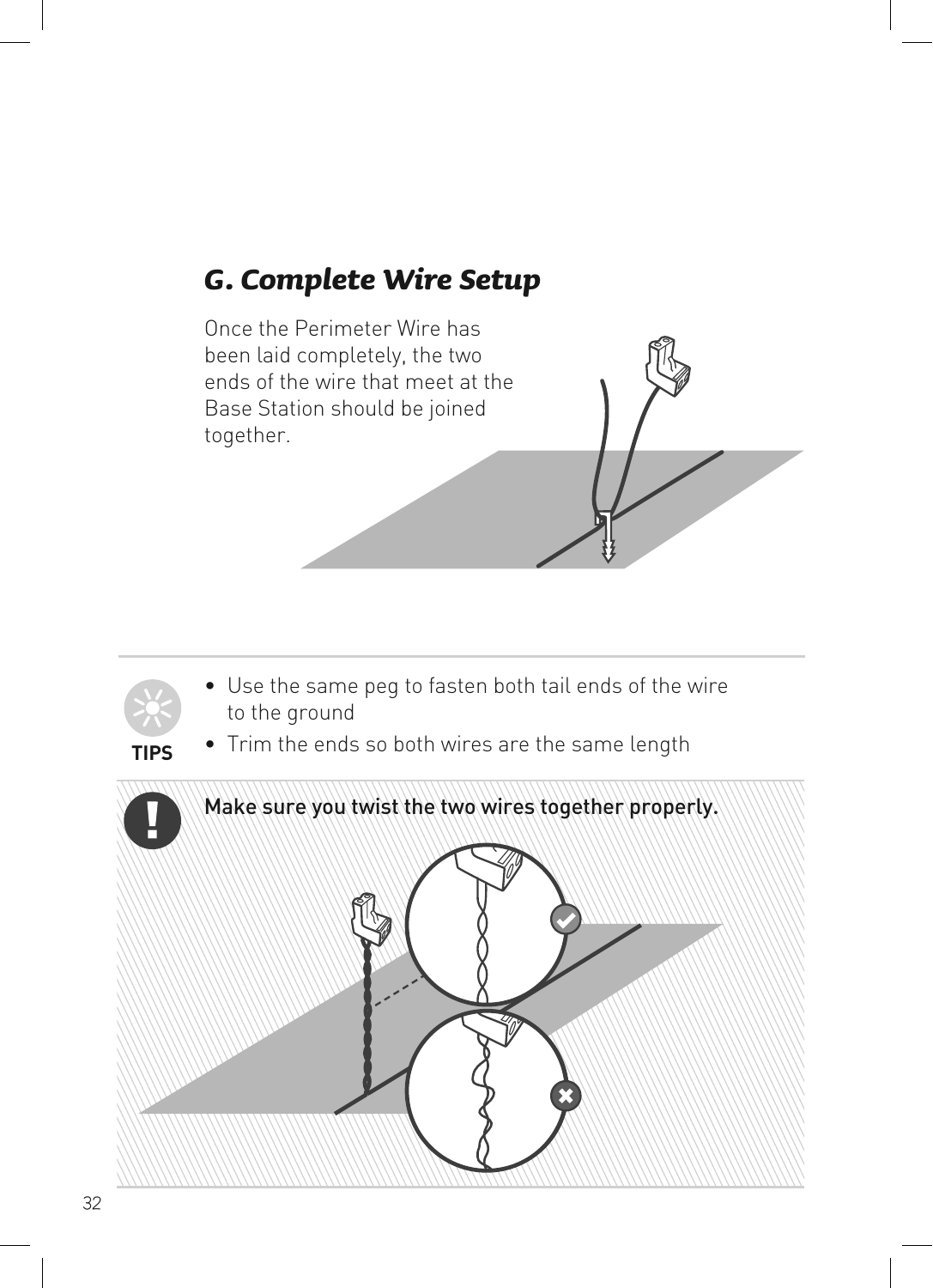## G. Complete Wire Setup

Once the Perimeter Wire has been laid completely, the two ends of the wire that meet at the Base Station should be joined together.

**TIPS**

- Use the same peg to fasten both tail ends of the wire to the ground
- Trim the ends so both wires are the same length

**!** Make sure you twist the two wires together properly.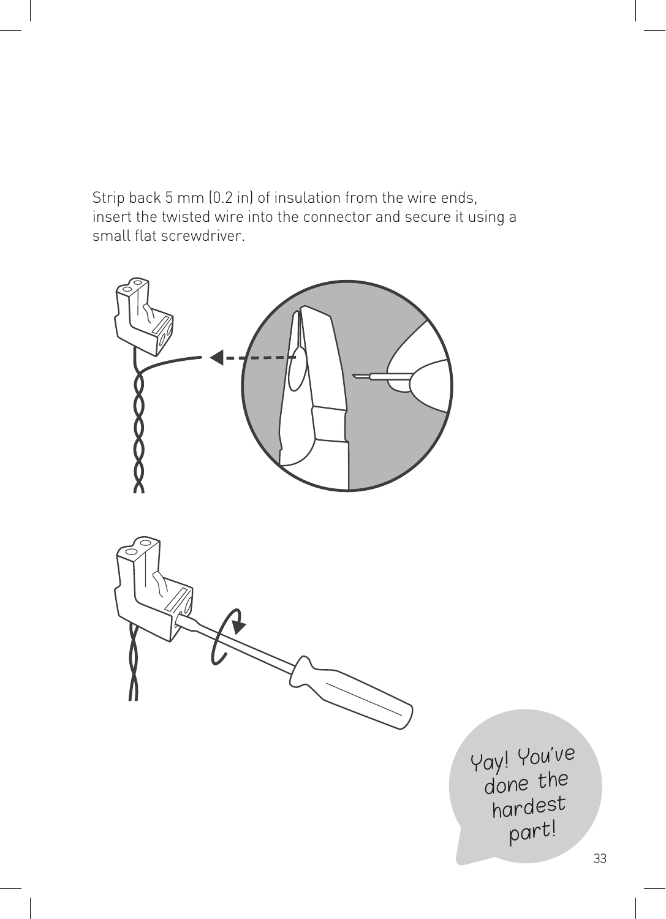Strip back 5 mm (0.2 in) of insulation from the wire ends, insert the twisted wire into the connector and secure it using a small flat screwdriver.

Yay! You've done the hardest part!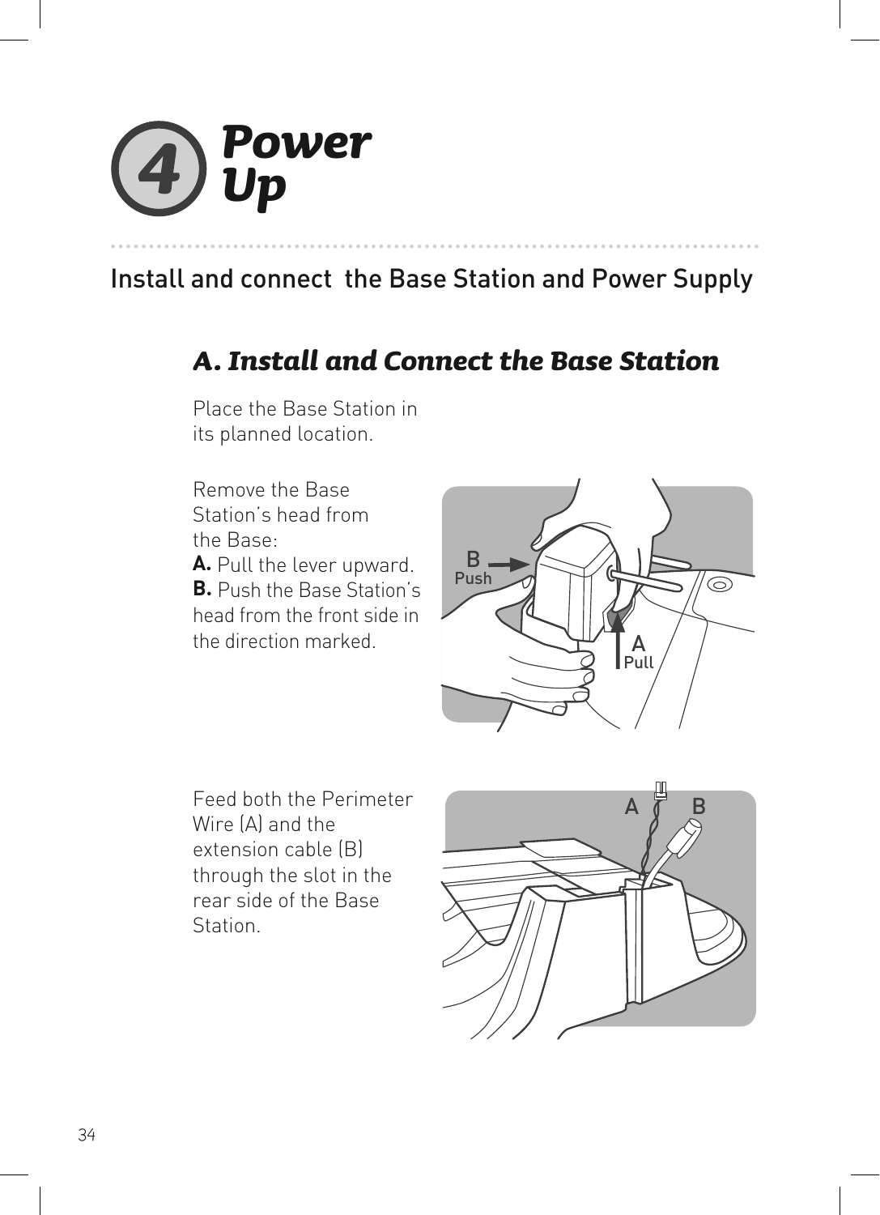# 4 Power Up

## Install and connect  the Base Station and Power Supply

### A. Install and Connect the Base Station

Place the Base Station in its planned location.

Remove the Base Station's head from the Base:
**A.** Pull the lever upward.
**B.** Push the Base Station's head from the front side in the direction marked.

Feed both the Perimeter Wire (A) and the extension cable (B) through the slot in the rear side of the Base Station.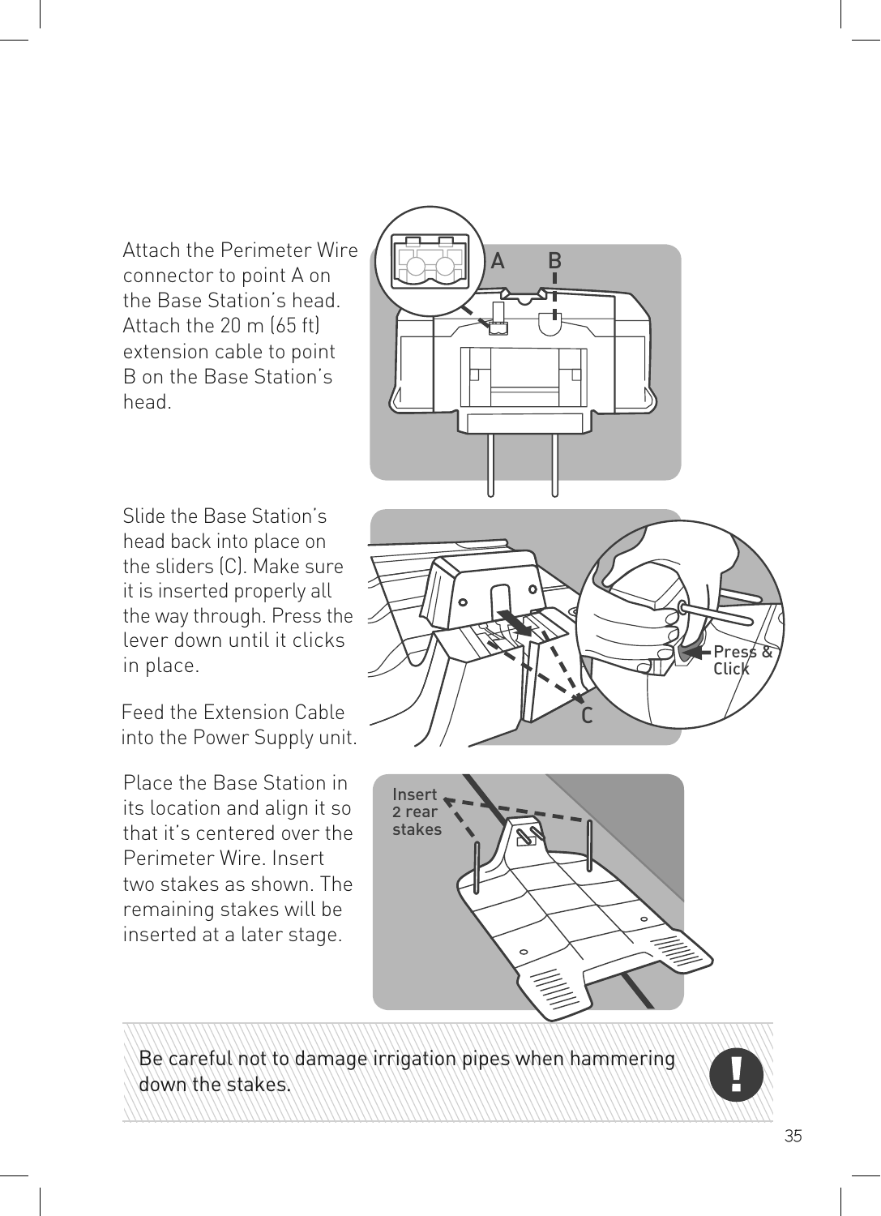Attach the Perimeter Wire connector to point A on the Base Station's head. Attach the 20 m (65 ft) extension cable to point B on the Base Station's head.

Slide the Base Station's head back into place on the sliders (C). Make sure it is inserted properly all the way through. Press the lever down until it clicks in place.

Feed the Extension Cable into the Power Supply unit.

Place the Base Station in its location and align it so that it's centered over the Perimeter Wire. Insert two stakes as shown. The remaining stakes will be inserted at a later stage.

Be careful not to damage irrigation pipes when hammering down the stakes.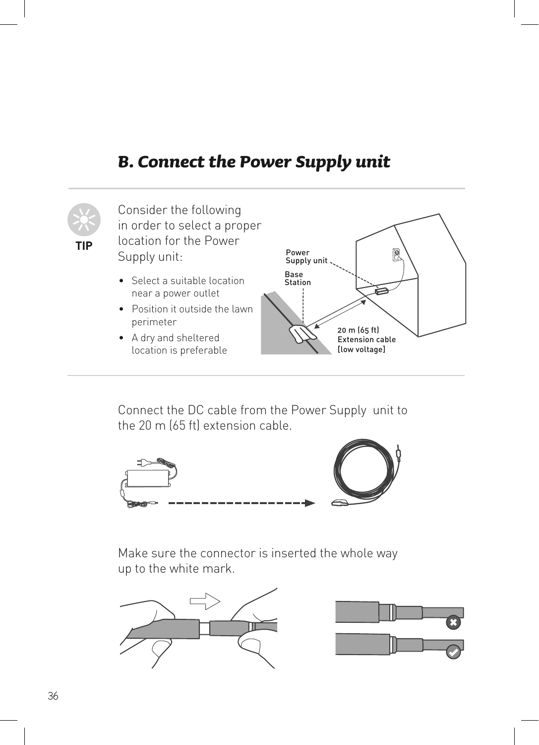## B. Connect the Power Supply unit

**TIP**

Consider the following in order to select a proper location for the Power Supply unit:

- Select a suitable location near a power outlet
- Position it outside the lawn perimeter
- A dry and sheltered location is preferable

Power Supply unit

Base Station

20 m (65 ft) Extension cable [low voltage]

Connect the DC cable from the Power Supply unit to the 20 m (65 ft) extension cable.

Make sure the connector is inserted the whole way up to the white mark.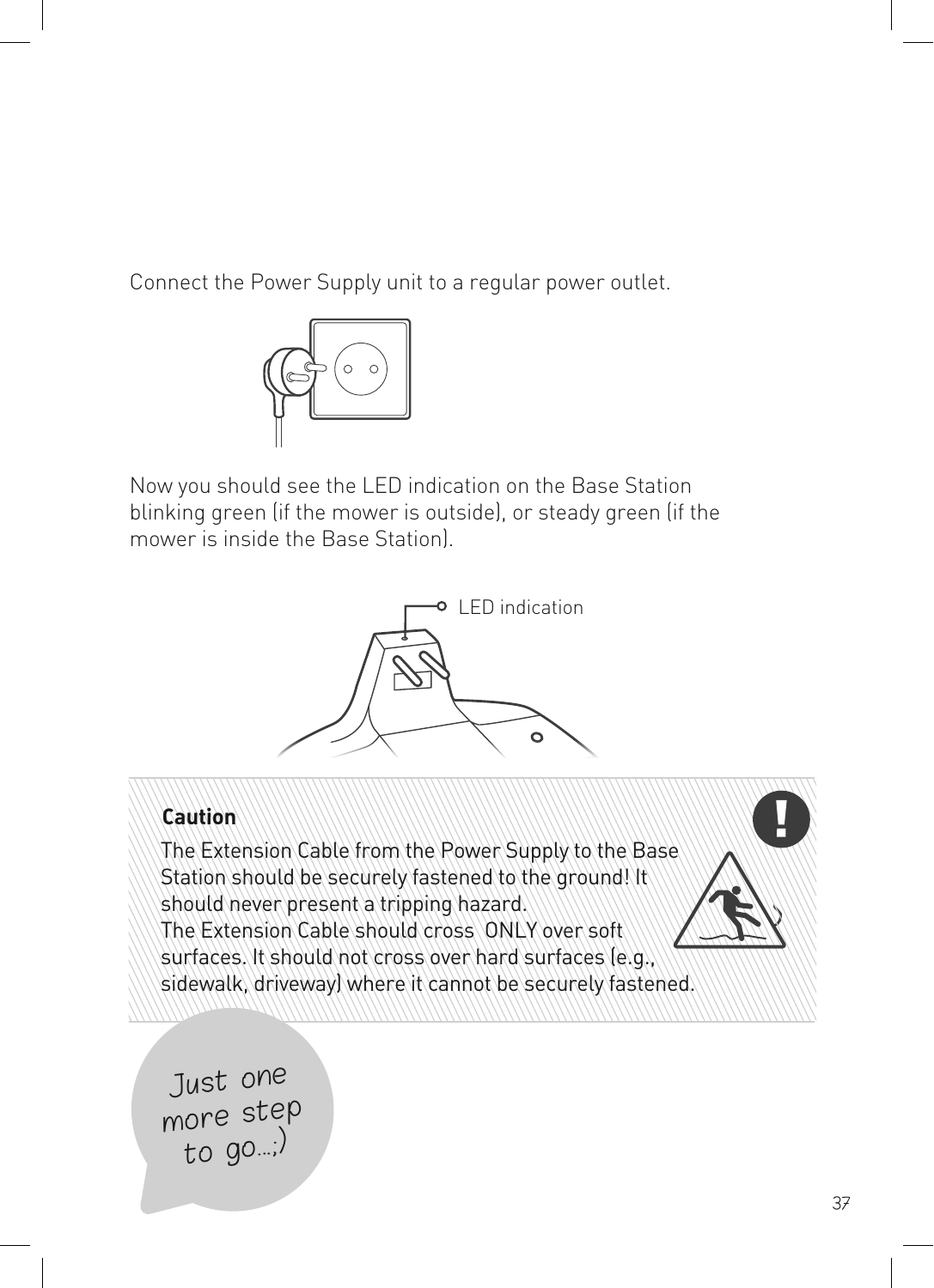Connect the Power Supply unit to a regular power outlet.

Now you should see the LED indication on the Base Station blinking green (if the mower is outside), or steady green (if the mower is inside the Base Station).

LED indication

**Caution**

The Extension Cable from the Power Supply to the Base Station should be securely fastened to the ground! It should never present a tripping hazard.
The Extension Cable should cross ONLY over soft surfaces. It should not cross over hard surfaces (e.g., sidewalk, driveway) where it cannot be securely fastened.

Just one more step to go...;)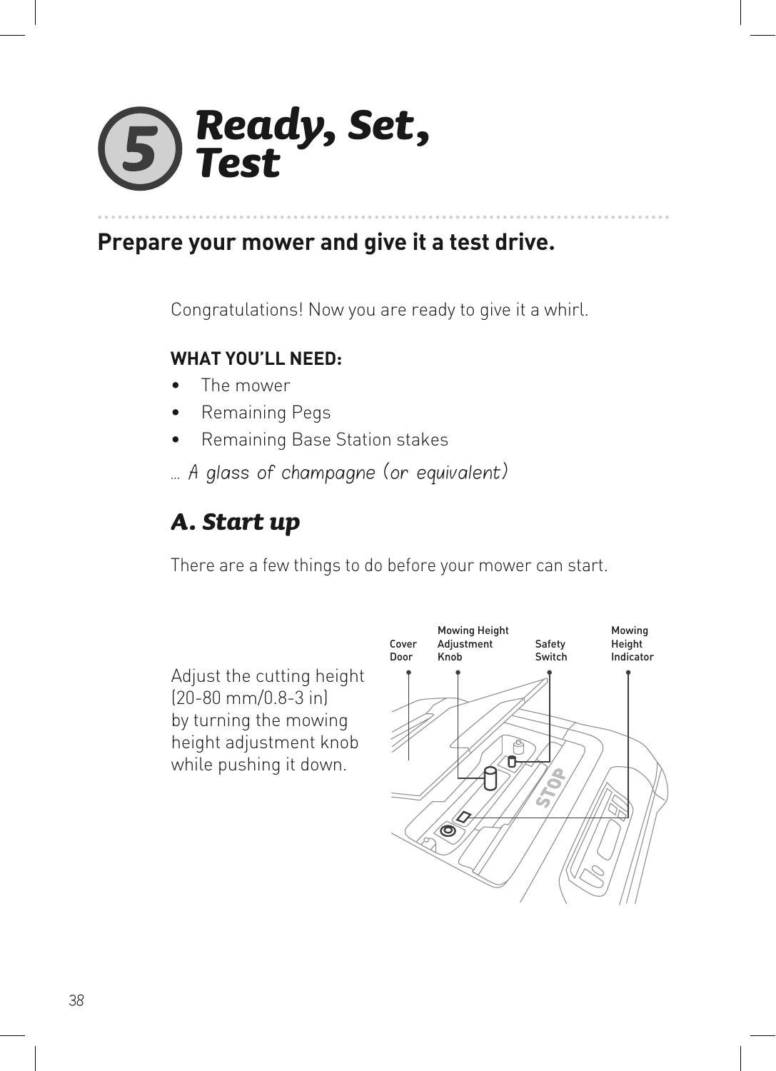# 5 Ready, Set, Test

## Prepare your mower and give it a test drive.

Congratulations! Now you are ready to give it a whirl.

**WHAT YOU'LL NEED:**

- The mower
- Remaining Pegs
- Remaining Base Station stakes

... *A glass of champagne (or equivalent)*

### A. Start up

There are a few things to do before your mower can start.

Adjust the cutting height (20-80 mm/0.8-3 in) by turning the mowing height adjustment knob while pushing it down.

Cover Door

Mowing Height Adjustment Knob

Safety Switch

Mowing Height Indicator

STOP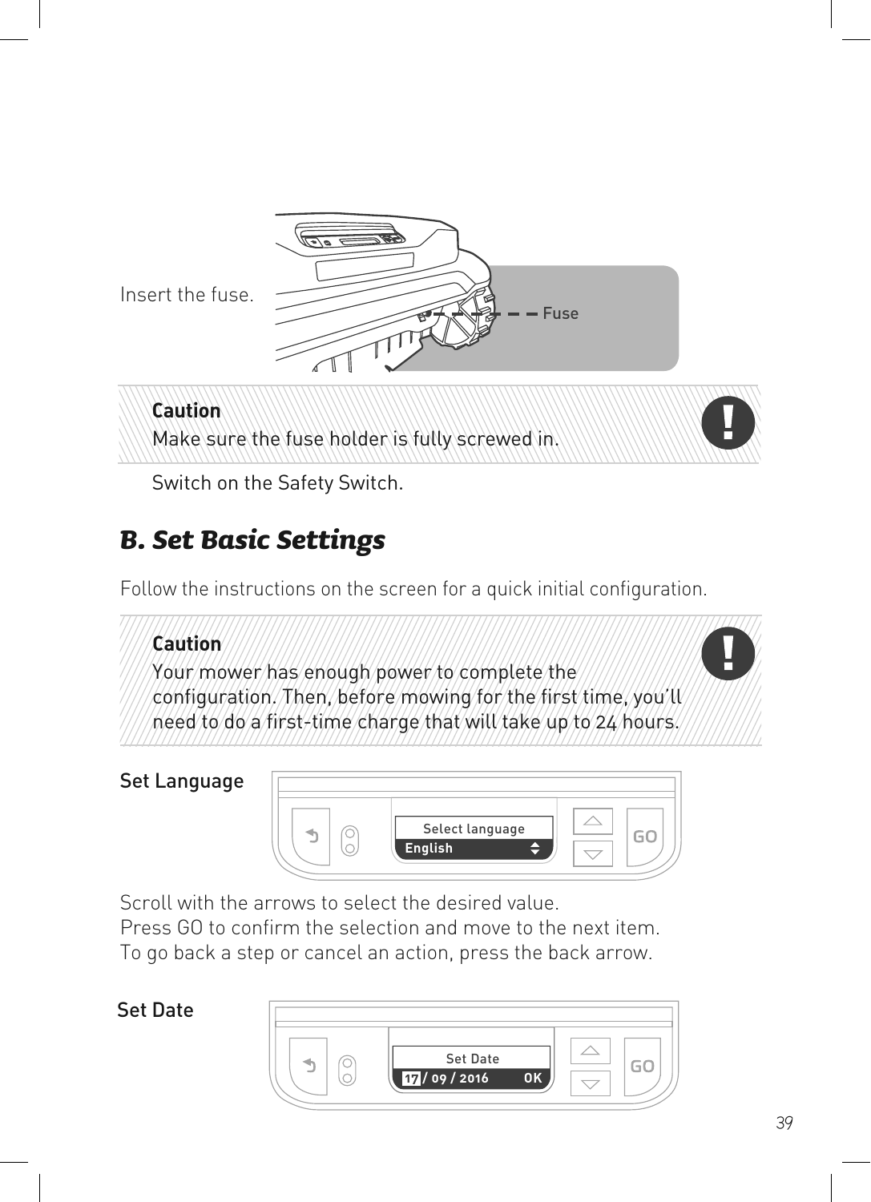Insert the fuse.

Fuse

**Caution**
Make sure the fuse holder is fully screwed in.

Switch on the Safety Switch.

## *B. Set Basic Settings*

Follow the instructions on the screen for a quick initial configuration.

**Caution**
Your mower has enough power to complete the configuration. Then, before mowing for the first time, you'll need to do a first-time charge that will take up to 24 hours.

Set Language

Select language
English

GO

Scroll with the arrows to select the desired value.
Press GO to confirm the selection and move to the next item.
To go back a step or cancel an action, press the back arrow.

Set Date

Set Date
17 / 09 / 2016 OK

GO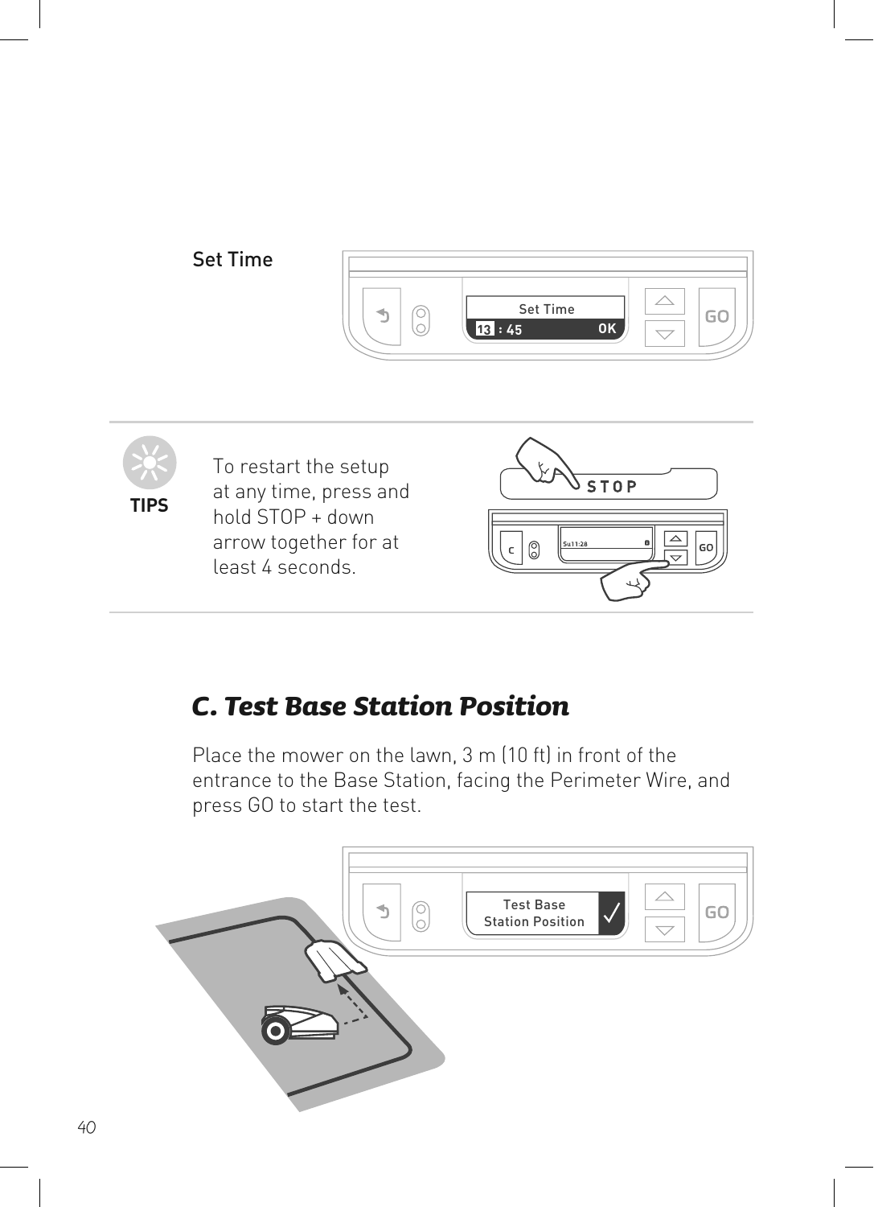Set Time

TIPS

To restart the setup at any time, press and hold STOP + down arrow together for at least 4 seconds.

## *C. Test Base Station Position*

Place the mower on the lawn, 3 m (10 ft) in front of the entrance to the Base Station, facing the Perimeter Wire, and press GO to start the test.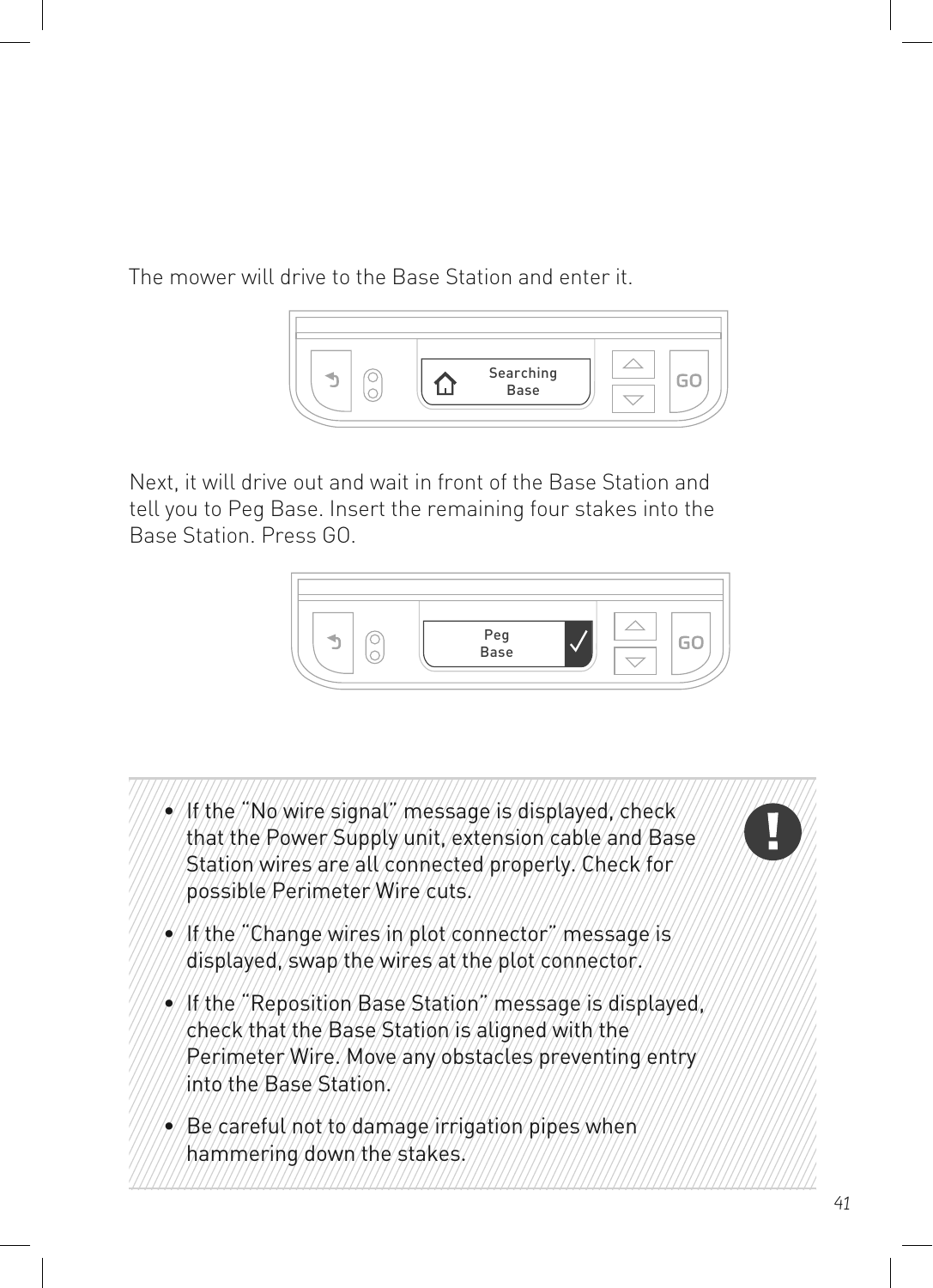The mower will drive to the Base Station and enter it.

Searching Base

Next, it will drive out and wait in front of the Base Station and tell you to Peg Base. Insert the remaining four stakes into the Base Station. Press GO.

Peg Base

- If the “No wire signal” message is displayed, check that the Power Supply unit, extension cable and Base Station wires are all connected properly. Check for possible Perimeter Wire cuts.
- If the “Change wires in plot connector” message is displayed, swap the wires at the plot connector.
- If the “Reposition Base Station” message is displayed, check that the Base Station is aligned with the Perimeter Wire. Move any obstacles preventing entry into the Base Station.
- Be careful not to damage irrigation pipes when hammering down the stakes.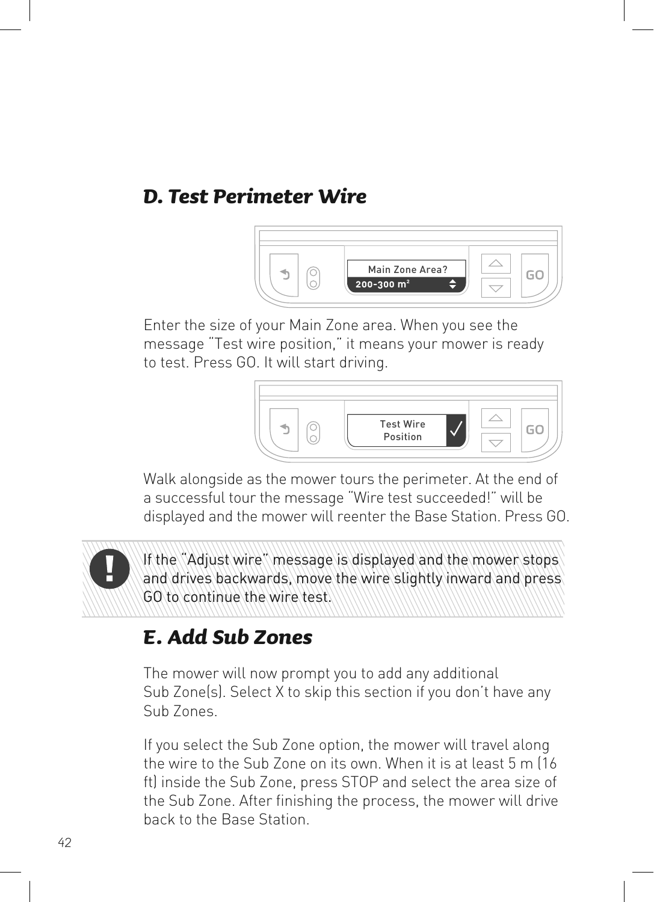## D. Test Perimeter Wire

Enter the size of your Main Zone area. When you see the message "Test wire position," it means your mower is ready to test. Press GO. It will start driving.

Walk alongside as the mower tours the perimeter. At the end of a successful tour the message "Wire test succeeded!" will be displayed and the mower will reenter the Base Station. Press GO.

> **!** If the "Adjust wire" message is displayed and the mower stops and drives backwards, move the wire slightly inward and press GO to continue the wire test.

## E. Add Sub Zones

The mower will now prompt you to add any additional Sub Zone(s). Select X to skip this section if you don't have any Sub Zones.

If you select the Sub Zone option, the mower will travel along the wire to the Sub Zone on its own. When it is at least 5 m (16 ft) inside the Sub Zone, press STOP and select the area size of the Sub Zone. After finishing the process, the mower will drive back to the Base Station.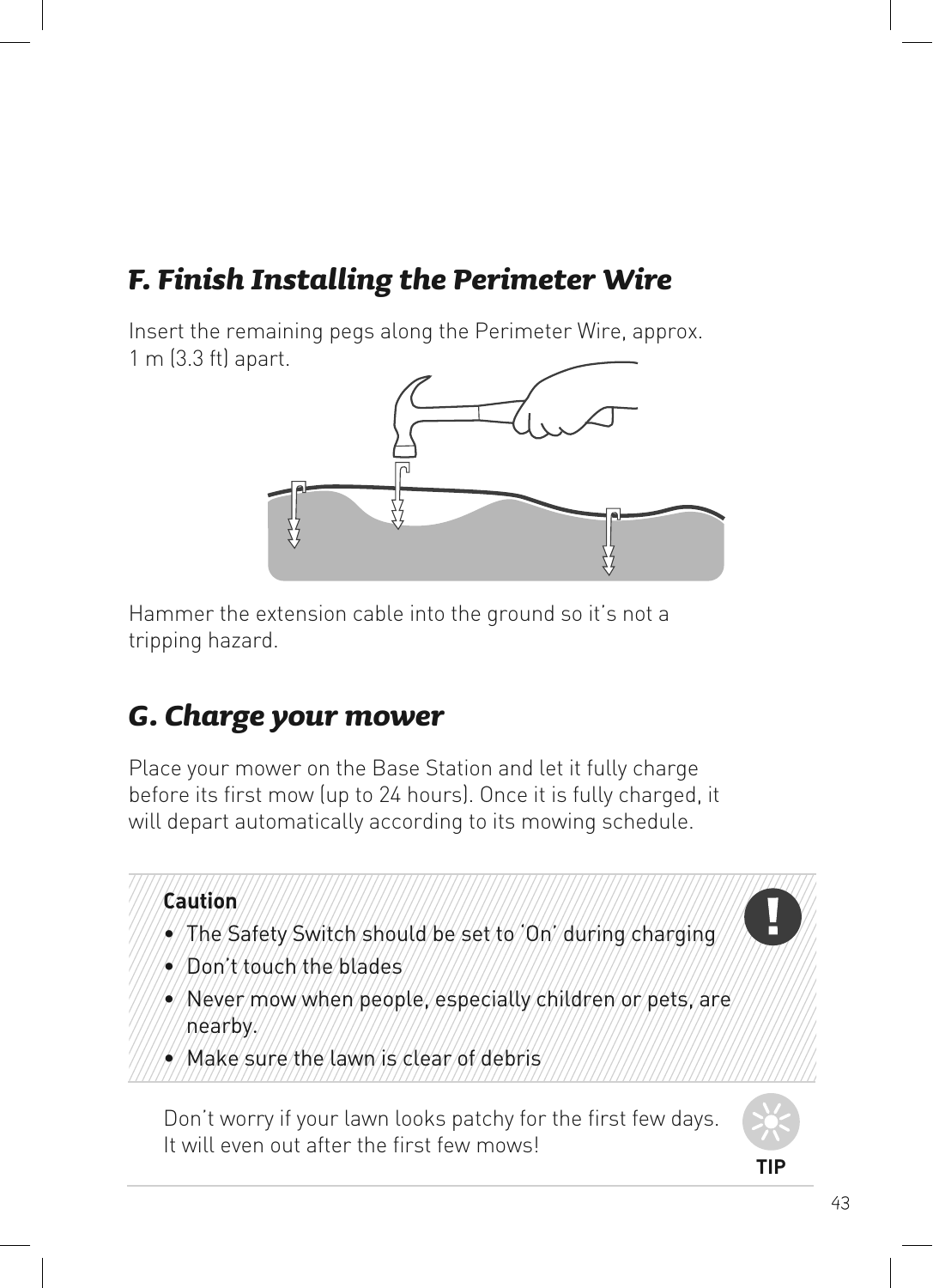## F. Finish Installing the Perimeter Wire

Insert the remaining pegs along the Perimeter Wire, approx. 1 m (3.3 ft) apart.

Hammer the extension cable into the ground so it's not a tripping hazard.

## G. Charge your mower

Place your mower on the Base Station and let it fully charge before its first mow (up to 24 hours). Once it is fully charged, it will depart automatically according to its mowing schedule.

**Caution**

- The Safety Switch should be set to 'On' during charging
- Don't touch the blades
- Never mow when people, especially children or pets, are nearby.
- Make sure the lawn is clear of debris

**TIP**

Don't worry if your lawn looks patchy for the first few days. It will even out after the first few mows!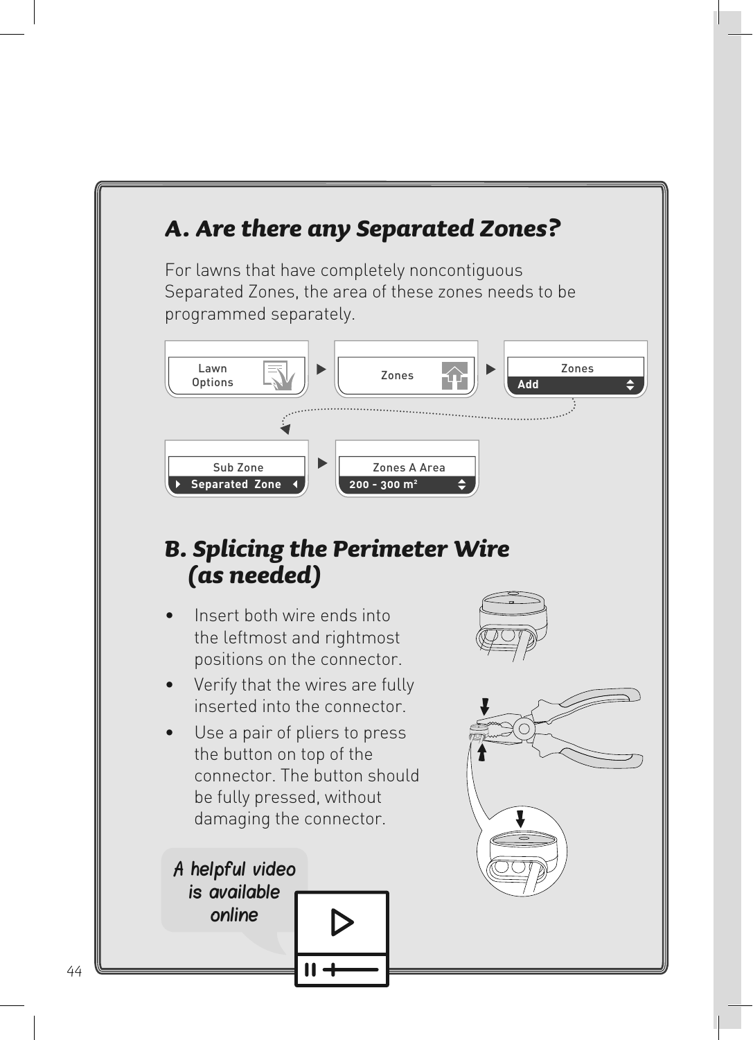## A. Are there any Separated Zones?

For lawns that have completely noncontiguous Separated Zones, the area of these zones needs to be programmed separately.

Lawn Options ▶ Zones ▶ Zones / Add

Sub Zone / Separated Zone ▶ Zones A Area / 200 - 300 m²

## B. Splicing the Perimeter Wire (as needed)

- Insert both wire ends into the leftmost and rightmost positions on the connector.
- Verify that the wires are fully inserted into the connector.
- Use a pair of pliers to press the button on top of the connector. The button should be fully pressed, without damaging the connector.

*A helpful video is available online*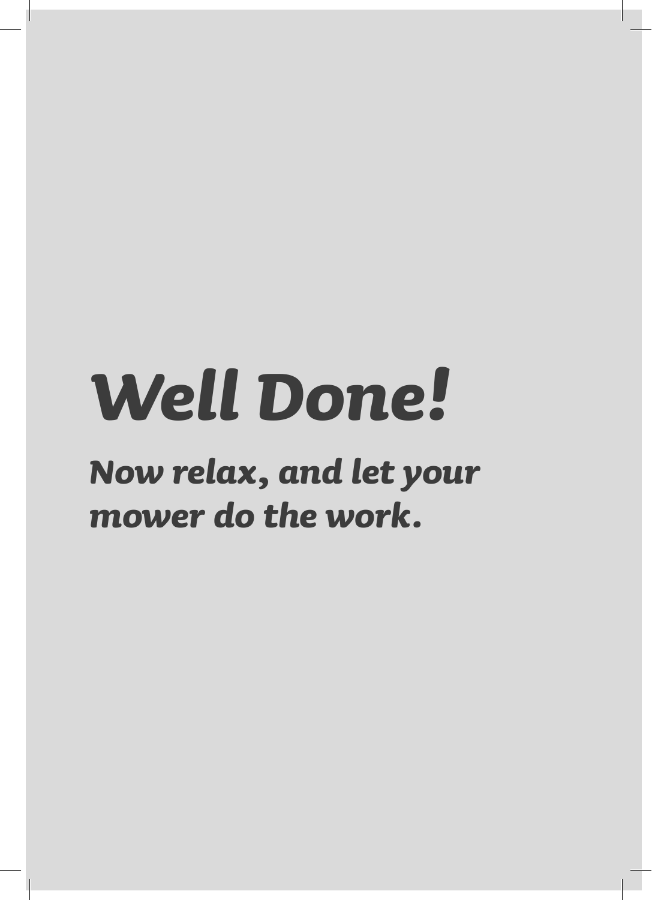# *Well Done!*

***Now relax, and let your mower do the work.***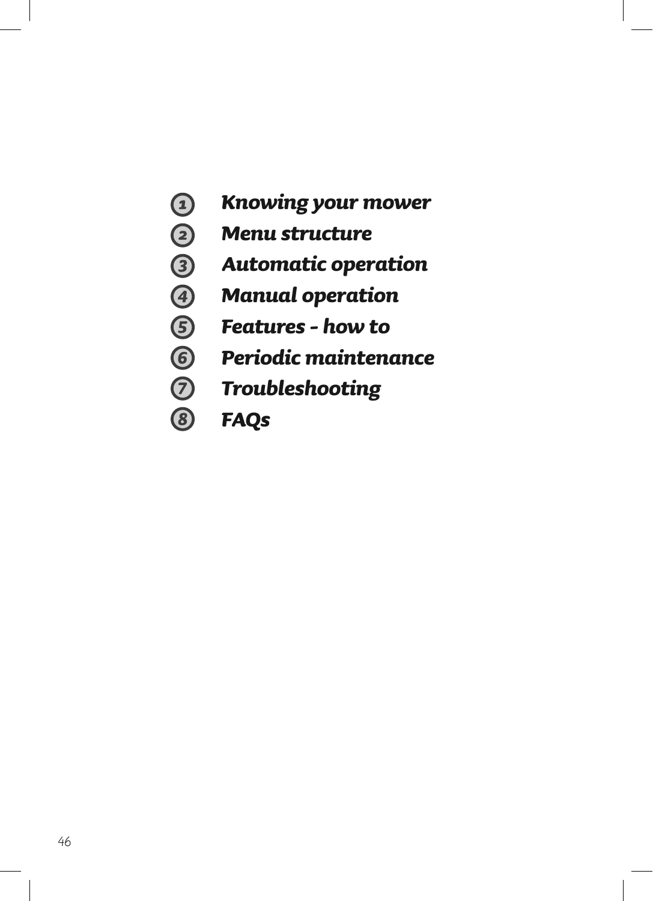1. ***Knowing your mower***
2. ***Menu structure***
3. ***Automatic operation***
4. ***Manual operation***
5. ***Features - how to***
6. ***Periodic maintenance***
7. ***Troubleshooting***
8. ***FAQs***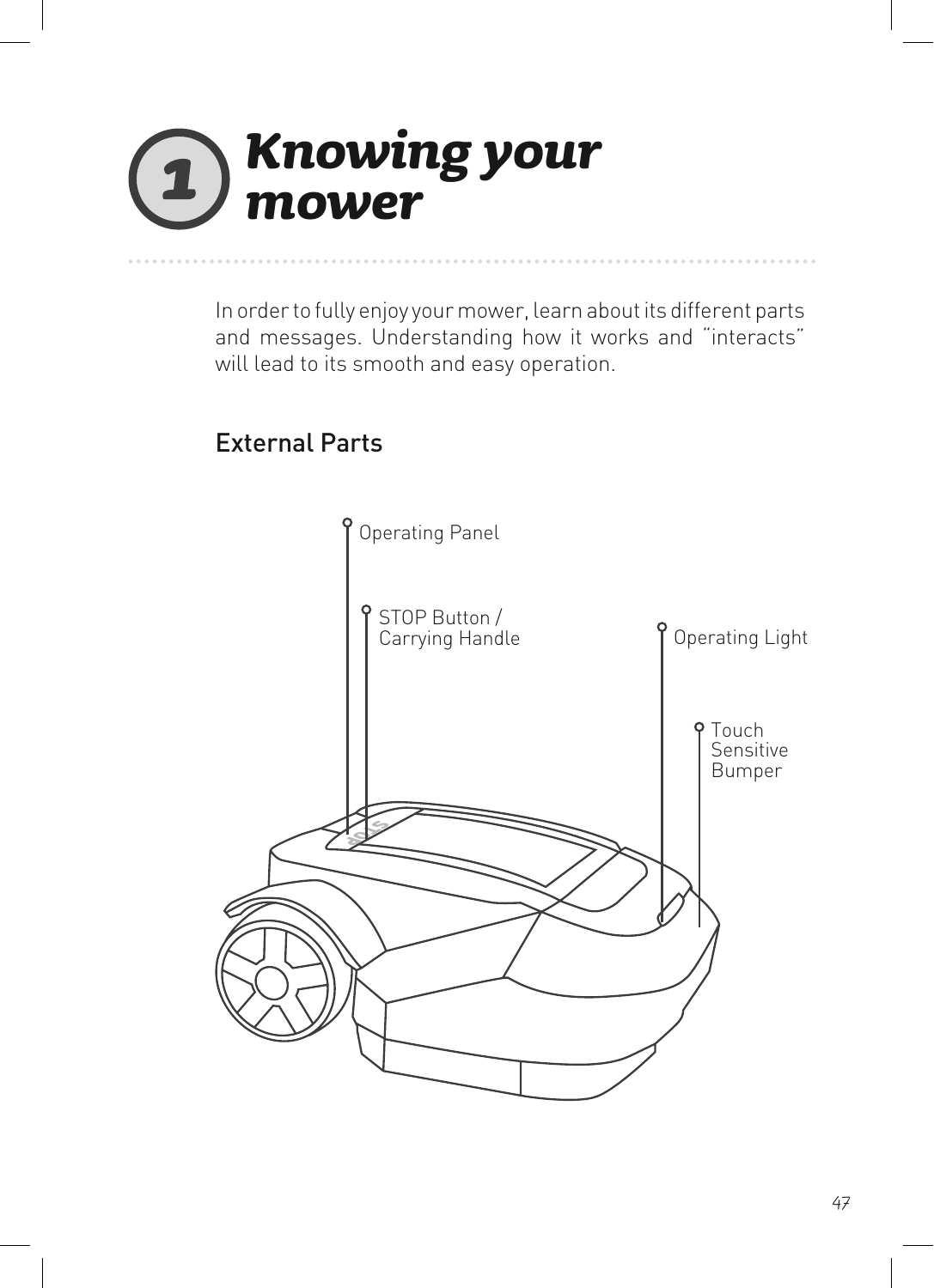# 1 Knowing your mower

In order to fully enjoy your mower, learn about its different parts and messages. Understanding how it works and "interacts" will lead to its smooth and easy operation.

## External Parts

Operating Panel

STOP Button / Carrying Handle

Operating Light

Touch Sensitive Bumper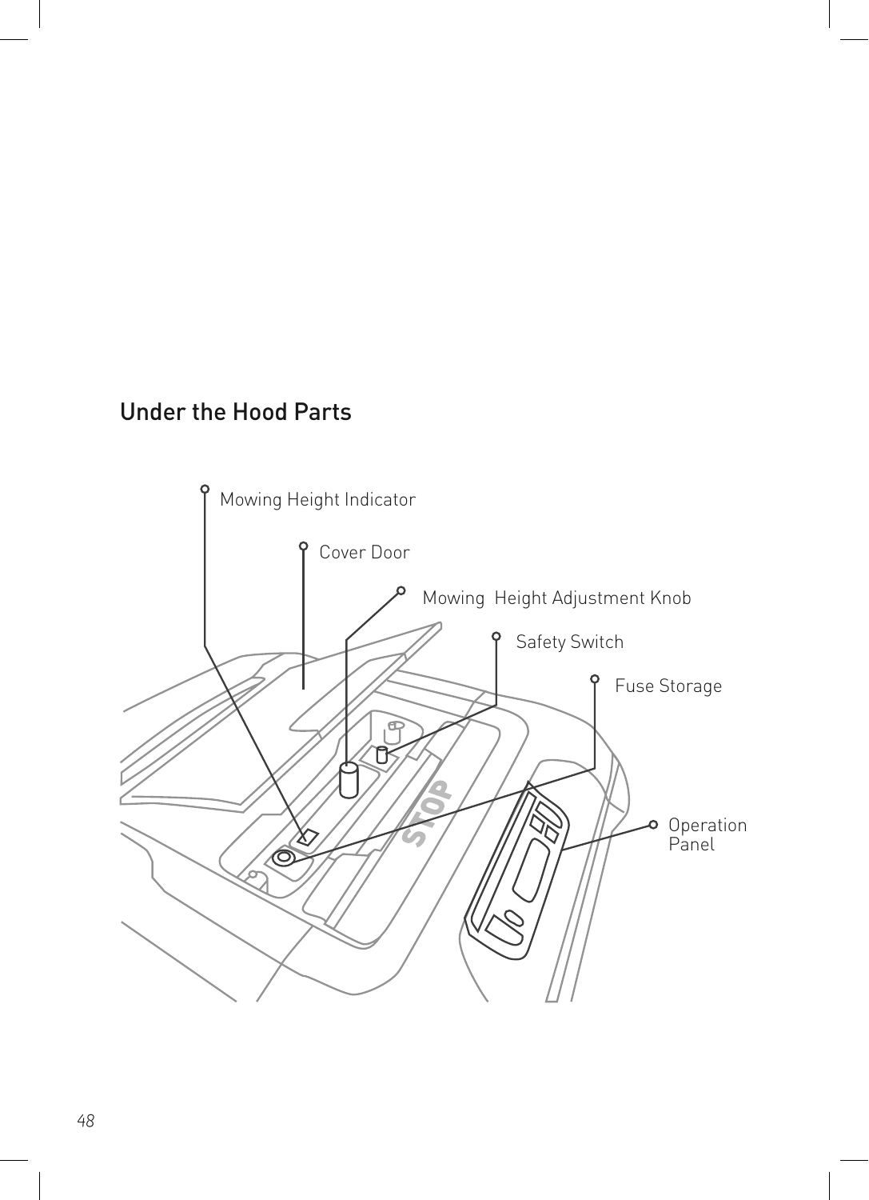## Under the Hood Parts

Mowing Height Indicator

Cover Door

Mowing  Height Adjustment Knob

Safety Switch

Fuse Storage

Operation Panel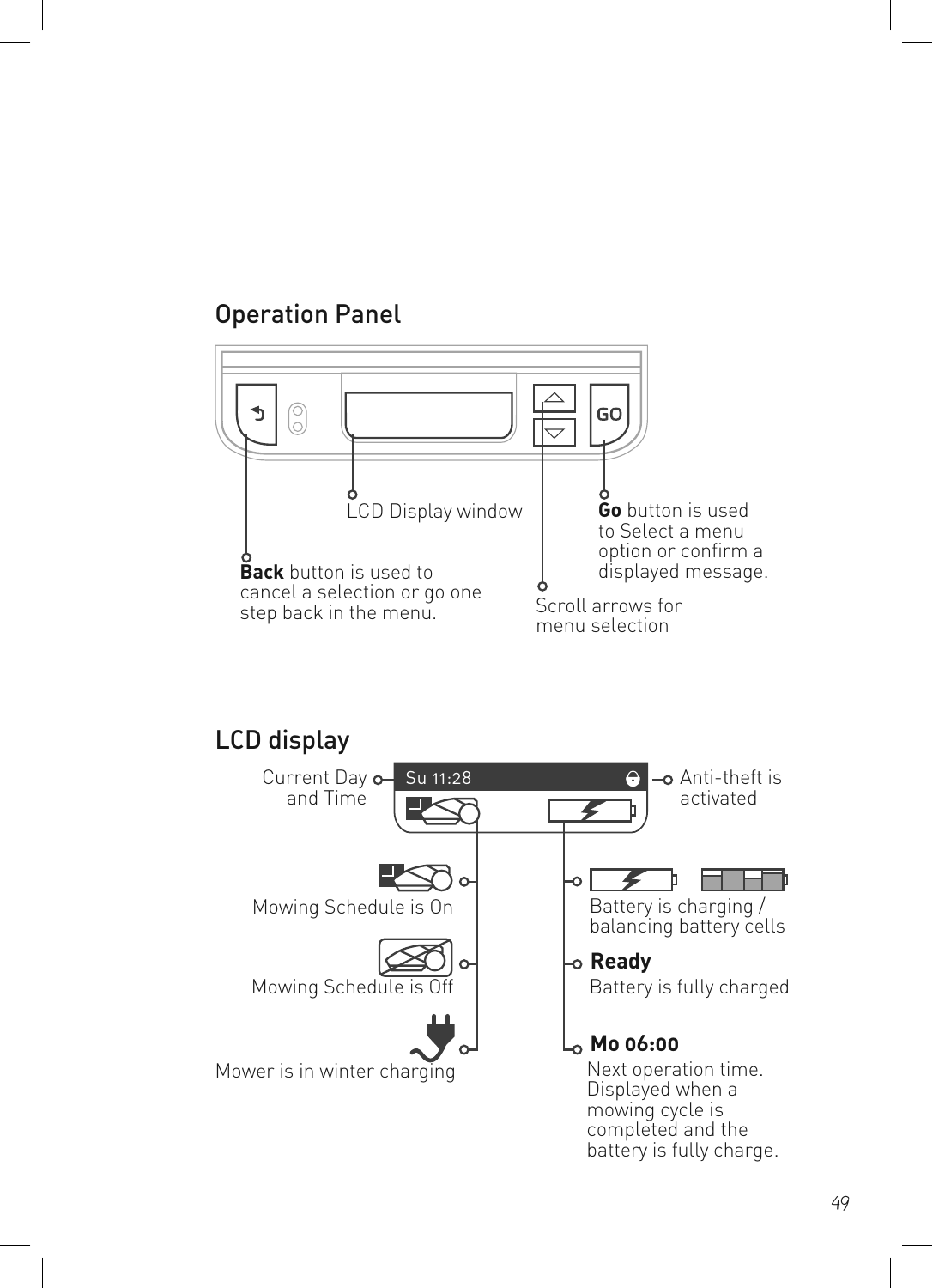## Operation Panel

LCD Display window

**Go** button is used to Select a menu option or confirm a displayed message.

**Back** button is used to cancel a selection or go one step back in the menu.

Scroll arrows for menu selection

## LCD display

Su 11:28

Current Day and Time

Anti-theft is activated

Mowing Schedule is On

Mowing Schedule is Off

Mower is in winter charging

Battery is charging / balancing battery cells

**Ready**

Battery is fully charged

**Mo 06:00**

Next operation time. Displayed when a mowing cycle is completed and the battery is fully charge.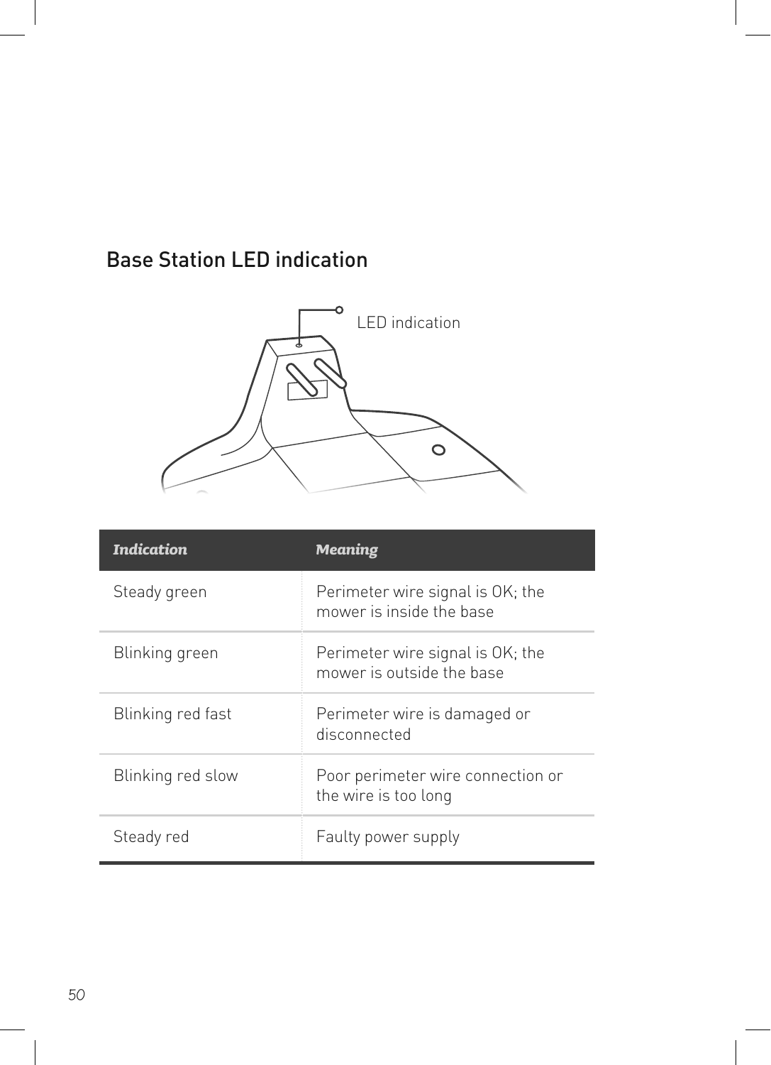## Base Station LED indication

LED indication

| *Indication* | *Meaning* |
|---|---|
| Steady green | Perimeter wire signal is OK; the mower is inside the base |
| Blinking green | Perimeter wire signal is OK; the mower is outside the base |
| Blinking red fast | Perimeter wire is damaged or disconnected |
| Blinking red slow | Poor perimeter wire connection or the wire is too long |
| Steady red | Faulty power supply |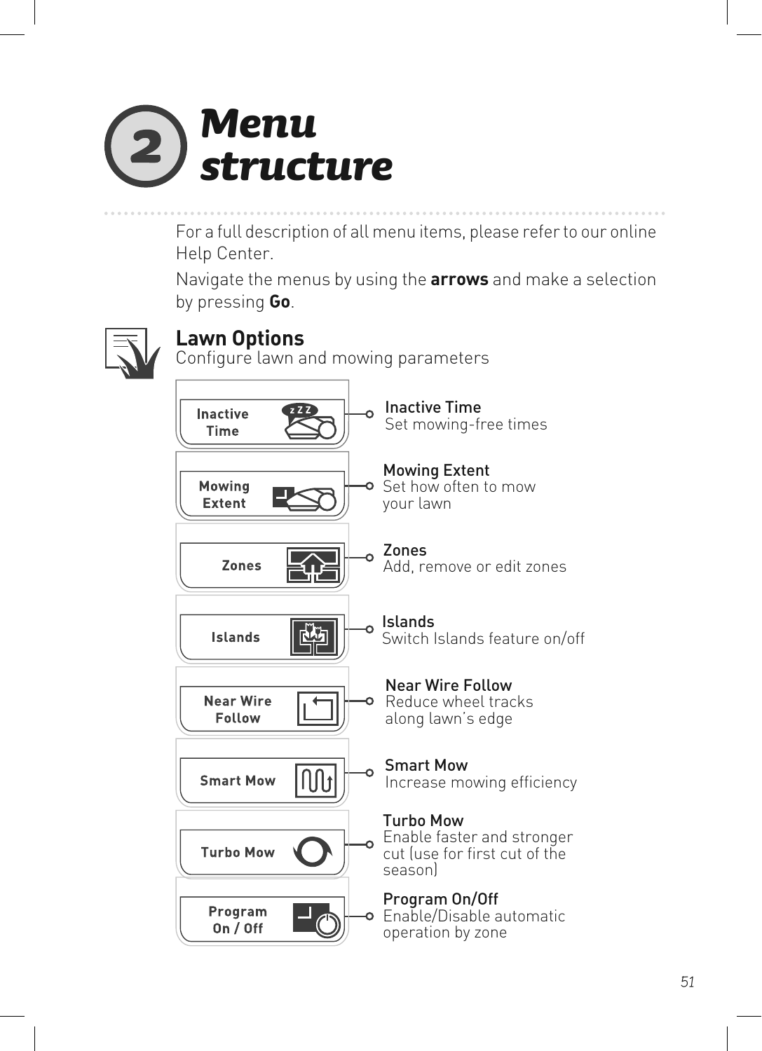# 2 Menu structure

For a full description of all menu items, please refer to our online Help Center.

Navigate the menus by using the **arrows** and make a selection by pressing **Go**.

## Lawn Options

Configure lawn and mowing parameters

| Menu button | Description |
| --- | --- |
| Inactive Time | **Inactive Time** Set mowing-free times |
| Mowing Extent | **Mowing Extent** Set how often to mow your lawn |
| Zones | **Zones** Add, remove or edit zones |
| Islands | **Islands** Switch Islands feature on/off |
| Near Wire Follow | **Near Wire Follow** Reduce wheel tracks along lawn's edge |
| Smart Mow | **Smart Mow** Increase mowing efficiency |
| Turbo Mow | **Turbo Mow** Enable faster and stronger cut (use for first cut of the season) |
| Program On / Off | **Program On/Off** Enable/Disable automatic operation by zone |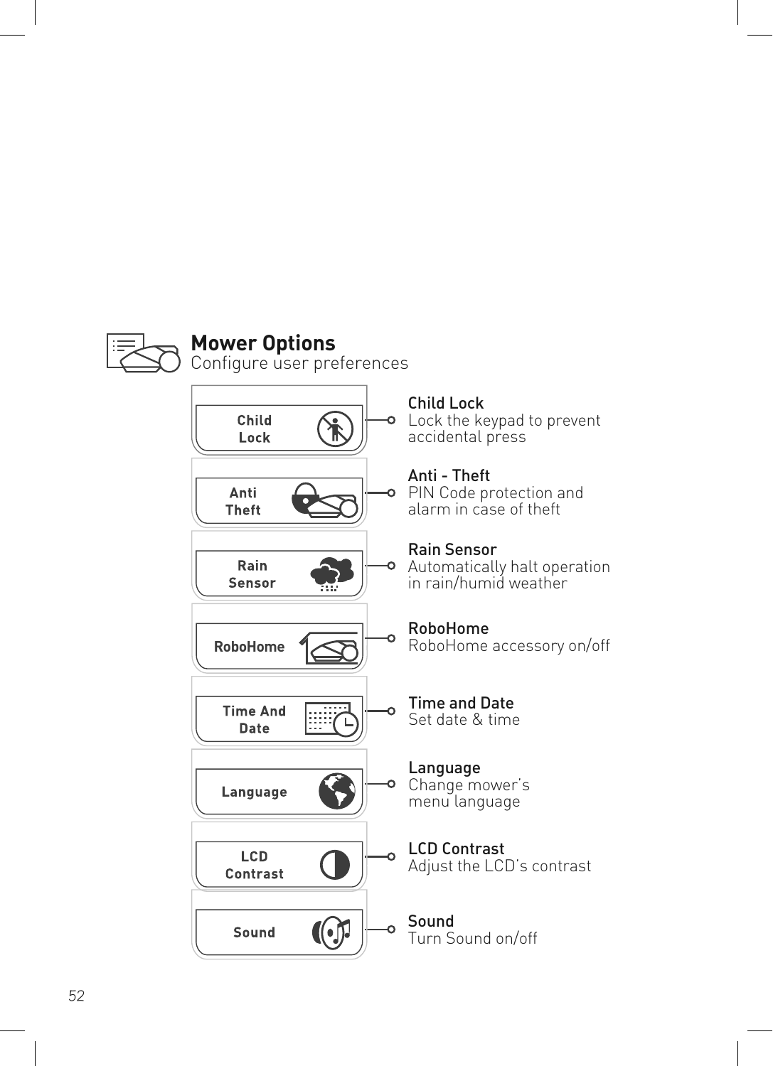## Mower Options

Configure user preferences

| Menu Item | Description |
|---|---|
| Child Lock | **Child Lock** Lock the keypad to prevent accidental press |
| Anti Theft | **Anti - Theft** PIN Code protection and alarm in case of theft |
| Rain Sensor | **Rain Sensor** Automatically halt operation in rain/humid weather |
| RoboHome | **RoboHome** RoboHome accessory on/off |
| Time And Date | **Time and Date** Set date & time |
| Language | **Language** Change mower's menu language |
| LCD Contrast | **LCD Contrast** Adjust the LCD's contrast |
| Sound | **Sound** Turn Sound on/off |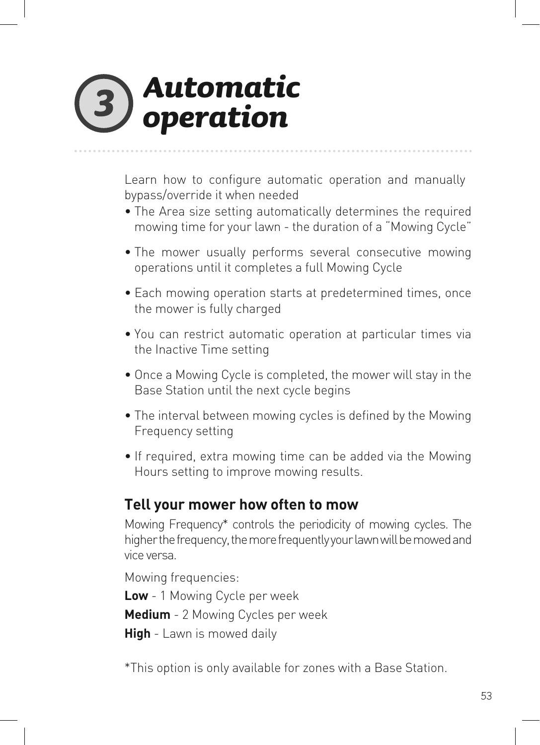# 3 *Automatic operation*

Learn how to configure automatic operation and manually bypass/override it when needed

- The Area size setting automatically determines the required mowing time for your lawn - the duration of a "Mowing Cycle"
- The mower usually performs several consecutive mowing operations until it completes a full Mowing Cycle
- Each mowing operation starts at predetermined times, once the mower is fully charged
- You can restrict automatic operation at particular times via the Inactive Time setting
- Once a Mowing Cycle is completed, the mower will stay in the Base Station until the next cycle begins
- The interval between mowing cycles is defined by the Mowing Frequency setting
- If required, extra mowing time can be added via the Mowing Hours setting to improve mowing results.

## Tell your mower how often to mow

Mowing Frequency* controls the periodicity of mowing cycles. The higher the frequency, the more frequently your lawn will be mowed and vice versa.

Mowing frequencies:

**Low** - 1 Mowing Cycle per week

**Medium** - 2 Mowing Cycles per week

**High** - Lawn is mowed daily

*This option is only available for zones with a Base Station.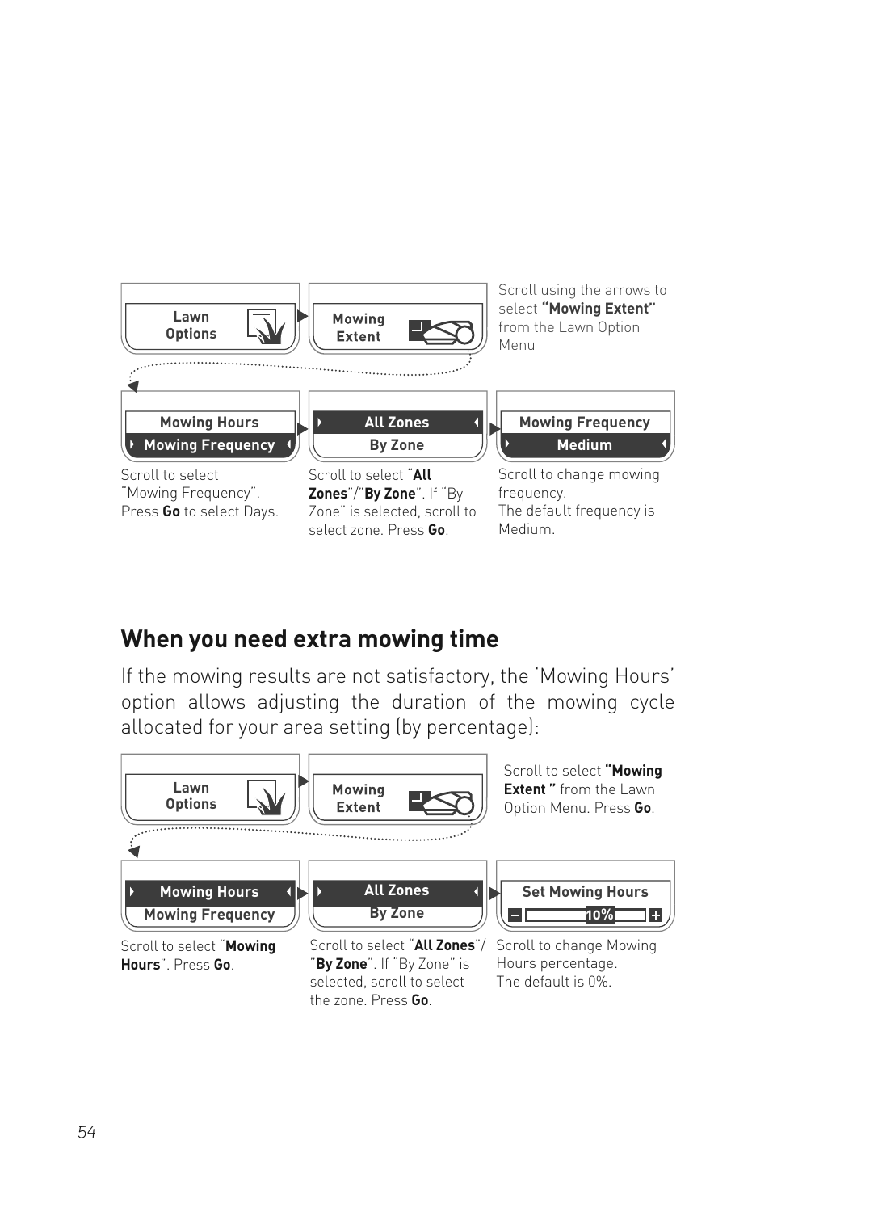Lawn Options → Mowing Extent

Scroll using the arrows to select **"Mowing Extent"** from the Lawn Option Menu

Mowing Hours / **Mowing Frequency**

Scroll to select "Mowing Frequency". Press **Go** to select Days.

**All Zones** / By Zone

Scroll to select "**All Zones**"/"**By Zone**". If "By Zone" is selected, scroll to select zone. Press **Go**.

Mowing Frequency / **Medium**

Scroll to change mowing frequency.
The default frequency is Medium.

## When you need extra mowing time

If the mowing results are not satisfactory, the 'Mowing Hours' option allows adjusting the duration of the mowing cycle allocated for your area setting (by percentage):

Lawn Options → Mowing Extent

Scroll to select **"Mowing Extent "** from the Lawn Option Menu. Press **Go**.

**Mowing Hours** / Mowing Frequency

Scroll to select "**Mowing Hours**". Press **Go**.

**All Zones** / By Zone

Scroll to select "**All Zones**"/"**By Zone**". If "By Zone" is selected, scroll to select the zone. Press **Go**.

Set Mowing Hours: – 10% +

Scroll to change Mowing Hours percentage.
The default is 0%.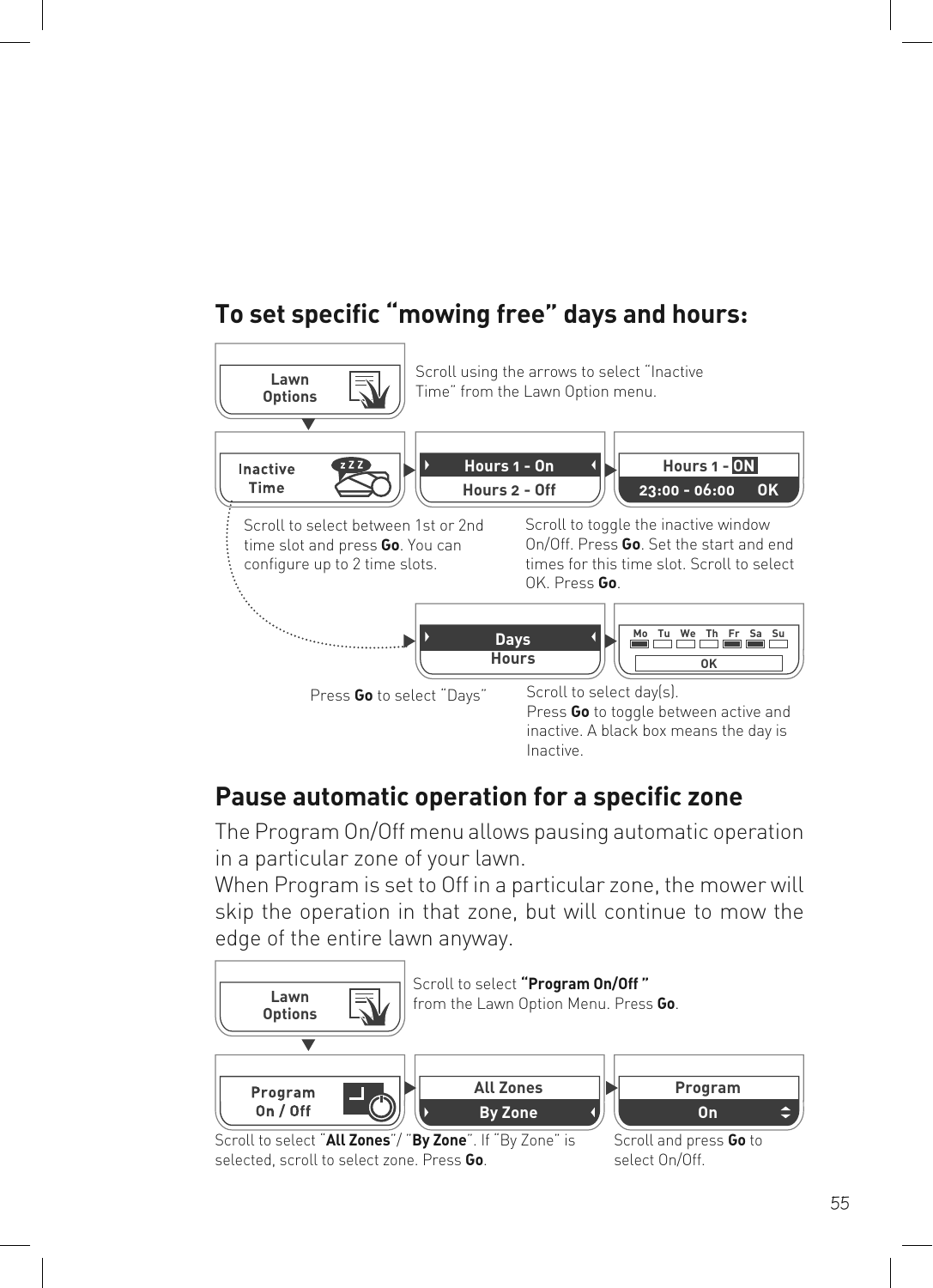## To set specific “mowing free” days and hours:

Lawn Options

Scroll using the arrows to select “Inactive Time” from the Lawn Option menu.

Inactive Time

Hours 1 - On
Hours 2 - Off

Hours 1 - ON
23:00 - 06:00 OK

Scroll to select between 1st or 2nd time slot and press **Go**. You can configure up to 2 time slots.

Scroll to toggle the inactive window On/Off. Press **Go**. Set the start and end times for this time slot. Scroll to select OK. Press **Go**.

Days
Hours

Mo Tu We Th Fr Sa Su
OK

Press **Go** to select “Days”

Scroll to select day(s).
Press **Go** to toggle between active and inactive. A black box means the day is Inactive.

## Pause automatic operation for a specific zone

The Program On/Off menu allows pausing automatic operation in a particular zone of your lawn.
When Program is set to Off in a particular zone, the mower will skip the operation in that zone, but will continue to mow the edge of the entire lawn anyway.

Lawn Options

Scroll to select **“Program On/Off ”** from the Lawn Option Menu. Press **Go**.

Program On / Off

All Zones
By Zone

Program
On

Scroll to select “**All Zones**”/ “**By Zone**”. If “By Zone” is selected, scroll to select zone. Press **Go**.

Scroll and press **Go** to select On/Off.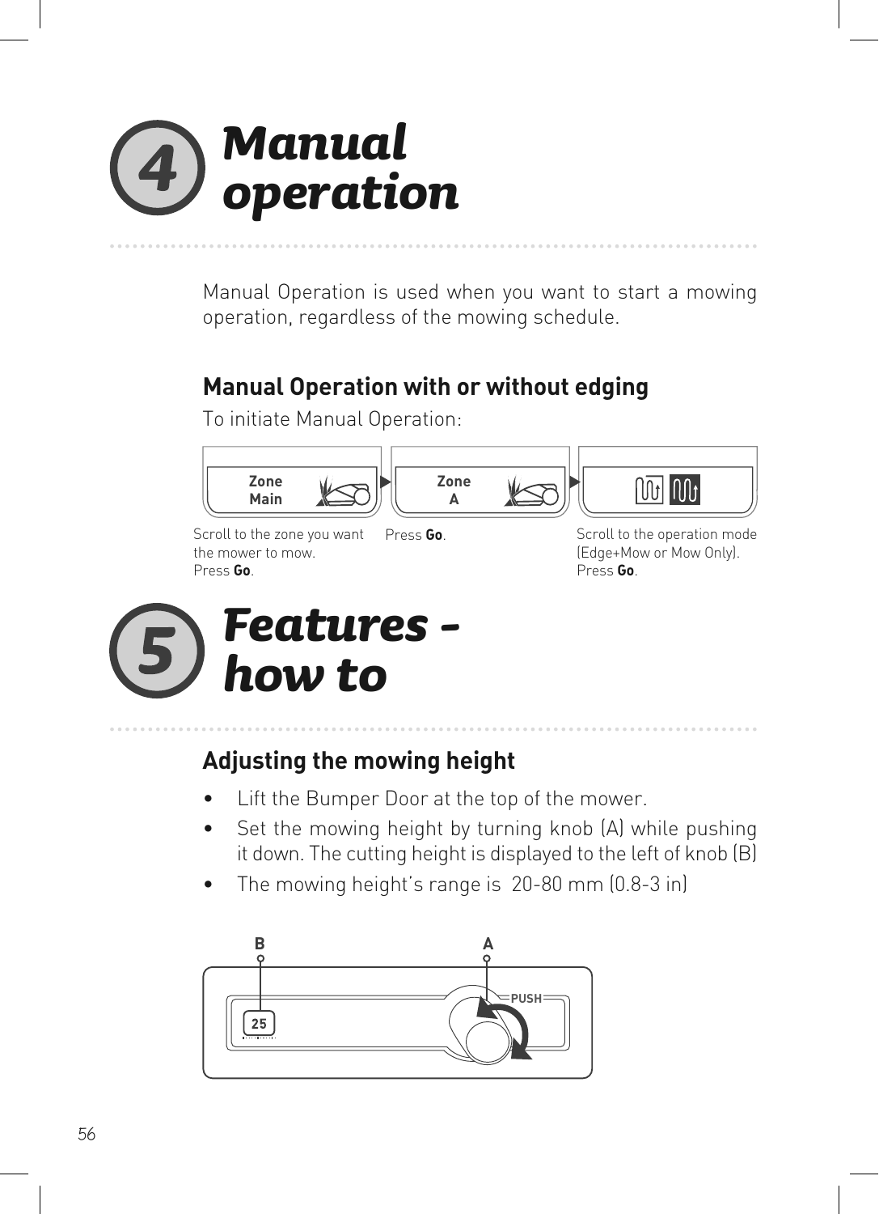# 4 Manual operation

Manual Operation is used when you want to start a mowing operation, regardless of the mowing schedule.

## Manual Operation with or without edging

To initiate Manual Operation:

Zone Main

Scroll to the zone you want the mower to mow.
Press **Go**.

Zone A

Press **Go**.

Scroll to the operation mode (Edge+Mow or Mow Only).
Press **Go**.

# 5 Features - how to

## Adjusting the mowing height

- Lift the Bumper Door at the top of the mower.
- Set the mowing height by turning knob (A) while pushing it down. The cutting height is displayed to the left of knob (B)
- The mowing height's range is 20-80 mm (0.8-3 in)

B A

25 PUSH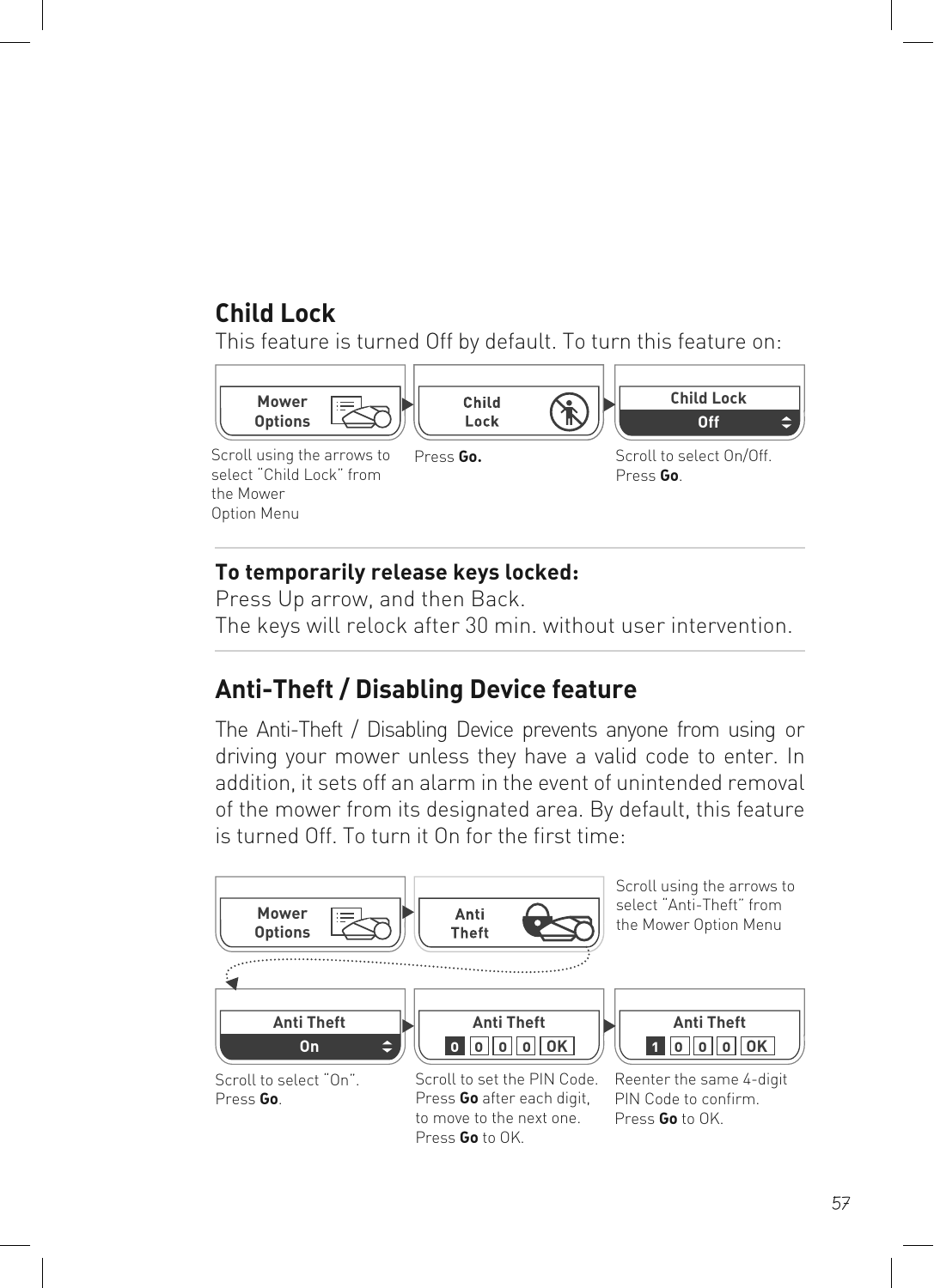## Child Lock

This feature is turned Off by default. To turn this feature on:

| Mower Options | Child Lock | Child Lock — Off |
|---|---|---|
| Scroll using the arrows to select "Child Lock" from the Mower Option Menu | Press **Go.** | Scroll to select On/Off. Press **Go**. |

**To temporarily release keys locked:**
Press Up arrow, and then Back.
The keys will relock after 30 min. without user intervention.

## Anti-Theft / Disabling Device feature

The Anti-Theft / Disabling Device prevents anyone from using or driving your mower unless they have a valid code to enter. In addition, it sets off an alarm in the event of unintended removal of the mower from its designated area. By default, this feature is turned Off. To turn it On for the first time:

| Mower Options | Anti Theft |
|---|---|
| Scroll using the arrows to select "Anti-Theft" from the Mower Option Menu | |

| Anti Theft — On | Anti Theft — 0 0 0 0 OK | Anti Theft — 1 0 0 0 OK |
|---|---|---|
| Scroll to select "On". Press **Go**. | Scroll to set the PIN Code. Press **Go** after each digit, to move to the next one. Press **Go** to OK. | Reenter the same 4-digit PIN Code to confirm. Press **Go** to OK. |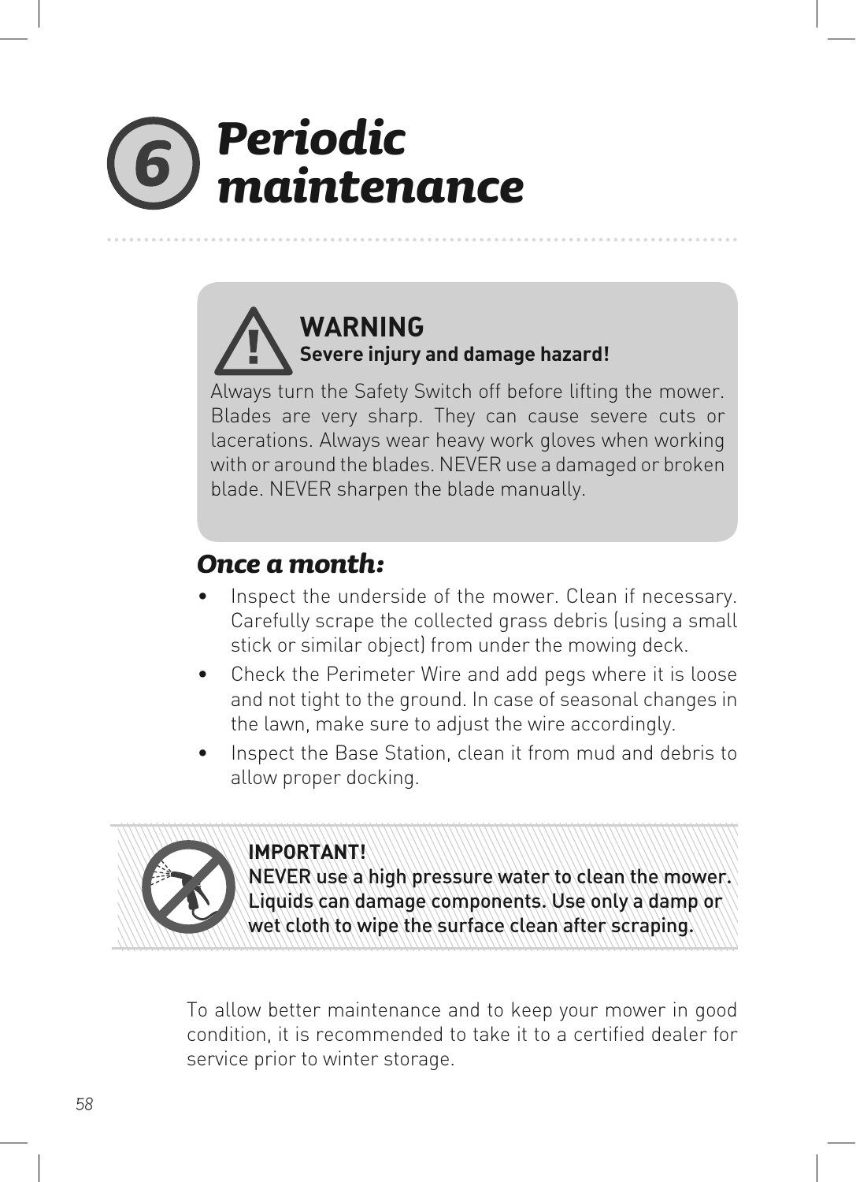# 6 Periodic maintenance

> **WARNING**
> **Severe injury and damage hazard!**
>
> Always turn the Safety Switch off before lifting the mower. Blades are very sharp. They can cause severe cuts or lacerations. Always wear heavy work gloves when working with or around the blades. NEVER use a damaged or broken blade. NEVER sharpen the blade manually.

## *Once a month:*

- Inspect the underside of the mower. Clean if necessary. Carefully scrape the collected grass debris (using a small stick or similar object) from under the mowing deck.
- Check the Perimeter Wire and add pegs where it is loose and not tight to the ground. In case of seasonal changes in the lawn, make sure to adjust the wire accordingly.
- Inspect the Base Station, clean it from mud and debris to allow proper docking.

> **IMPORTANT!**
> **NEVER use a high pressure water to clean the mower. Liquids can damage components. Use only a damp or wet cloth to wipe the surface clean after scraping.**

To allow better maintenance and to keep your mower in good condition, it is recommended to take it to a certified dealer for service prior to winter storage.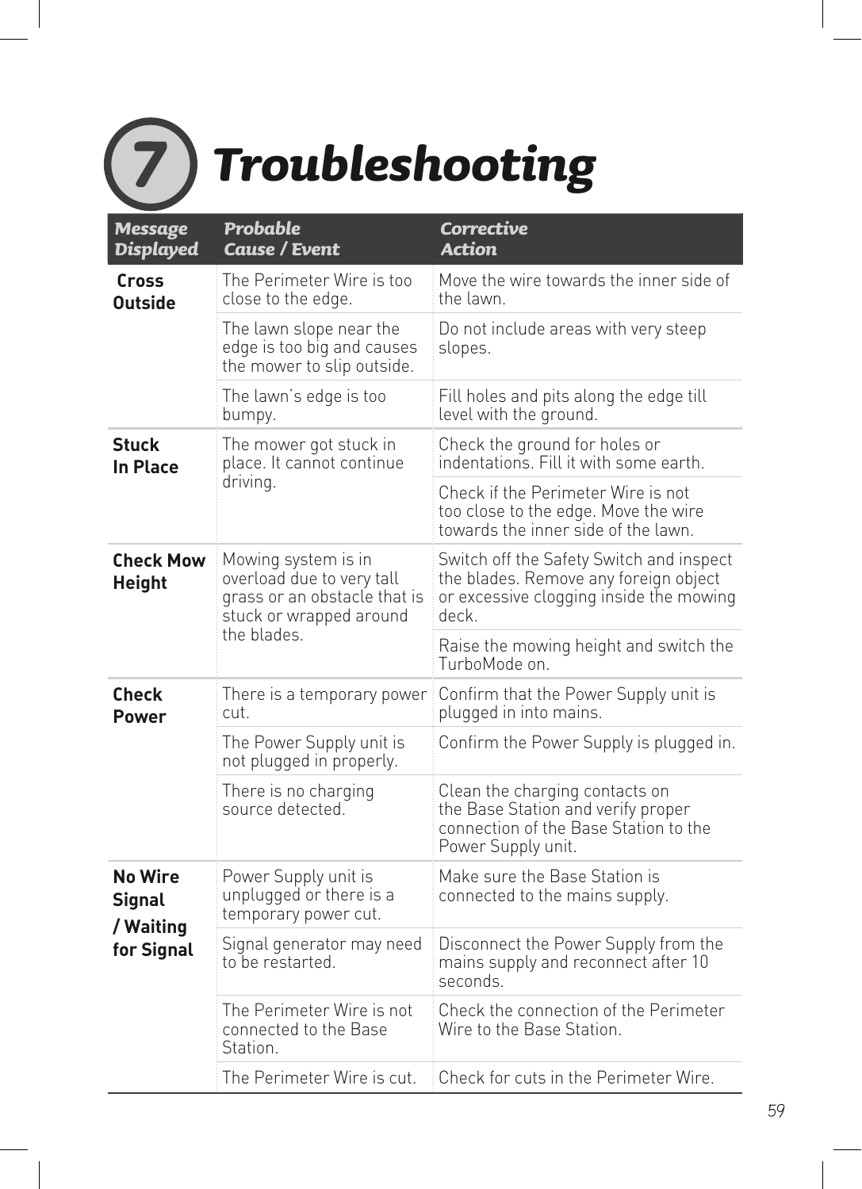# 7 Troubleshooting

| Message Displayed | Probable Cause / Event | Corrective Action |
|---|---|---|
| **Cross Outside** | The Perimeter Wire is too close to the edge. | Move the wire towards the inner side of the lawn. |
| | The lawn slope near the edge is too big and causes the mower to slip outside. | Do not include areas with very steep slopes. |
| | The lawn's edge is too bumpy. | Fill holes and pits along the edge till level with the ground. |
| **Stuck In Place** | The mower got stuck in place. It cannot continue driving. | Check the ground for holes or indentations. Fill it with some earth. |
| | | Check if the Perimeter Wire is not too close to the edge. Move the wire towards the inner side of the lawn. |
| **Check Mow Height** | Mowing system is in overload due to very tall grass or an obstacle that is stuck or wrapped around the blades. | Switch off the Safety Switch and inspect the blades. Remove any foreign object or excessive clogging inside the mowing deck. |
| | | Raise the mowing height and switch the TurboMode on. |
| **Check Power** | There is a temporary power cut. | Confirm that the Power Supply unit is plugged in into mains. |
| | The Power Supply unit is not plugged in properly. | Confirm the Power Supply is plugged in. |
| | There is no charging source detected. | Clean the charging contacts on the Base Station and verify proper connection of the Base Station to the Power Supply unit. |
| **No Wire Signal / Waiting for Signal** | Power Supply unit is unplugged or there is a temporary power cut. | Make sure the Base Station is connected to the mains supply. |
| | Signal generator may need to be restarted. | Disconnect the Power Supply from the mains supply and reconnect after 10 seconds. |
| | The Perimeter Wire is not connected to the Base Station. | Check the connection of the Perimeter Wire to the Base Station. |
| | The Perimeter Wire is cut. | Check for cuts in the Perimeter Wire. |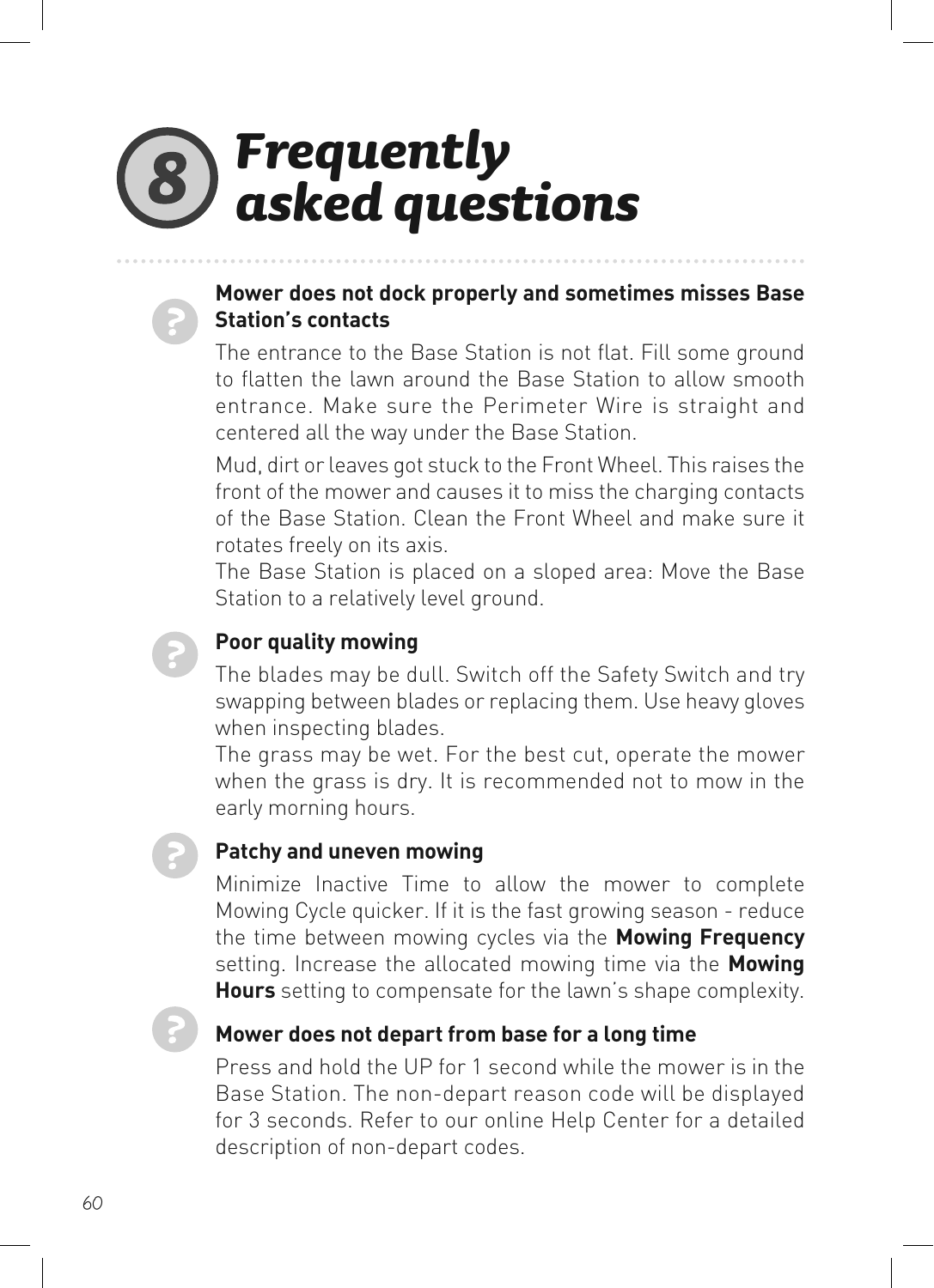# 8 Frequently asked questions

### Mower does not dock properly and sometimes misses Base Station's contacts

The entrance to the Base Station is not flat. Fill some ground to flatten the lawn around the Base Station to allow smooth entrance. Make sure the Perimeter Wire is straight and centered all the way under the Base Station.

Mud, dirt or leaves got stuck to the Front Wheel. This raises the front of the mower and causes it to miss the charging contacts of the Base Station. Clean the Front Wheel and make sure it rotates freely on its axis.
The Base Station is placed on a sloped area: Move the Base Station to a relatively level ground.

### Poor quality mowing

The blades may be dull. Switch off the Safety Switch and try swapping between blades or replacing them. Use heavy gloves when inspecting blades.
The grass may be wet. For the best cut, operate the mower when the grass is dry. It is recommended not to mow in the early morning hours.

### Patchy and uneven mowing

Minimize Inactive Time to allow the mower to complete Mowing Cycle quicker. If it is the fast growing season - reduce the time between mowing cycles via the **Mowing Frequency** setting. Increase the allocated mowing time via the **Mowing Hours** setting to compensate for the lawn's shape complexity.

### Mower does not depart from base for a long time

Press and hold the UP for 1 second while the mower is in the Base Station. The non-depart reason code will be displayed for 3 seconds. Refer to our online Help Center for a detailed description of non-depart codes.